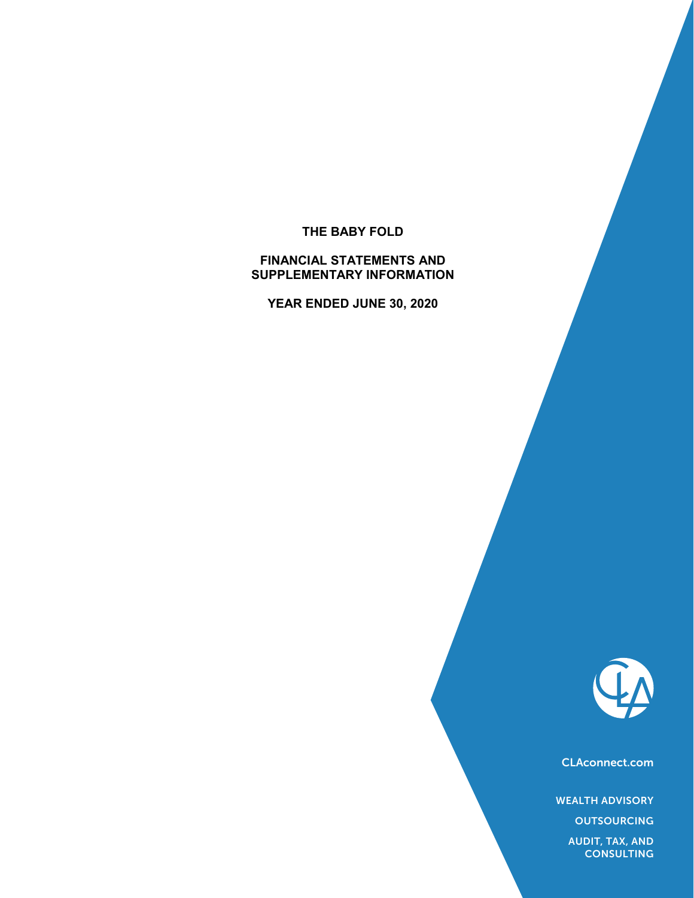# THE BABY FOLD

## FINANCIAL STATEMENTS AND SUPPLEMENTARY INFORMATION

## YEAR ENDED JUNE 30, 2020

CLAconnect.com

WEALTH ADVISORY

OUTSOURCING

AUDIT, TAX, AND CONSULTING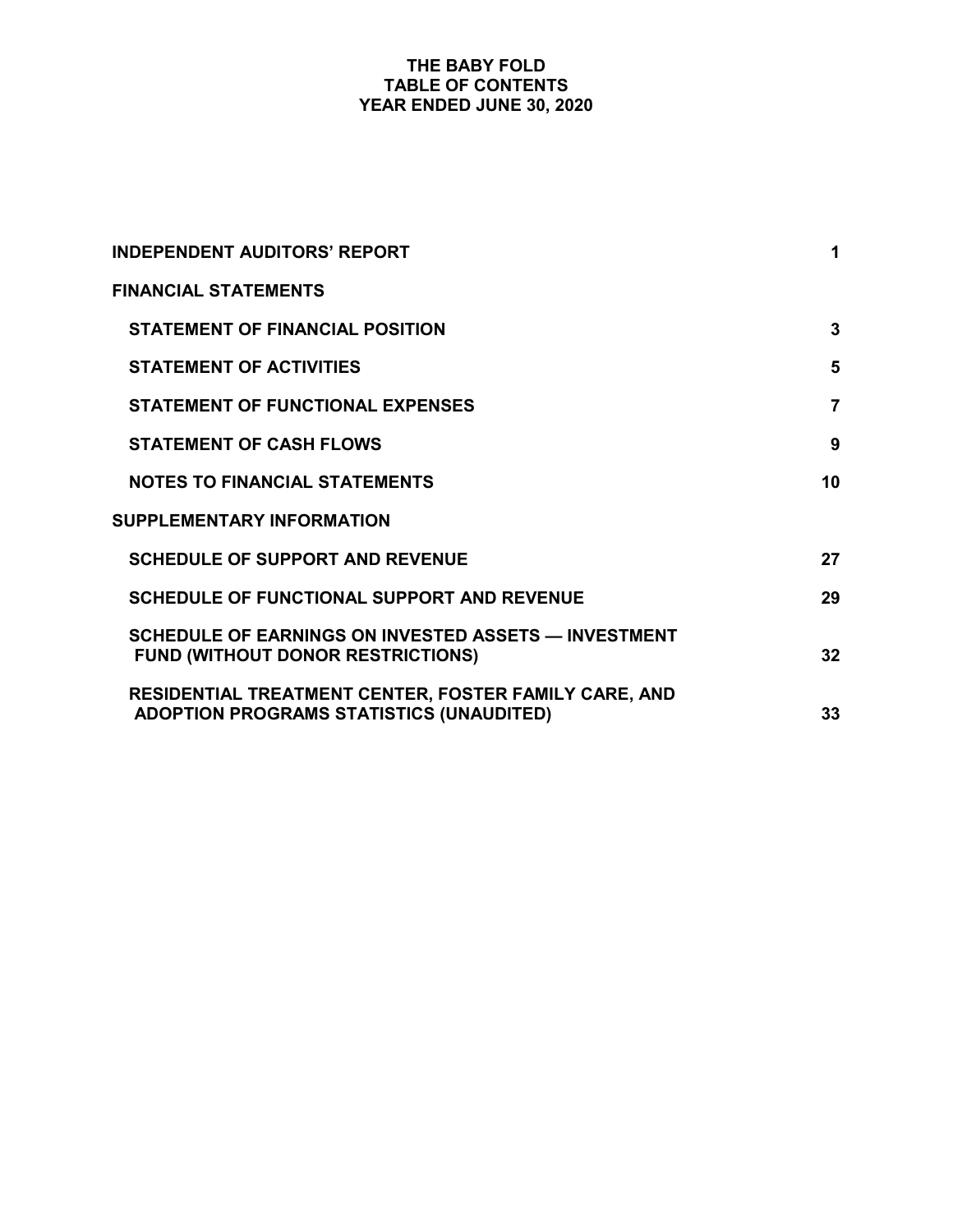# THE BABY FOLD
## TABLE OF CONTENTS
### YEAR ENDED JUNE 30, 2020

| | |
|---|---|
| **INDEPENDENT AUDITORS' REPORT** | **1** |
| **FINANCIAL STATEMENTS** | |
| **STATEMENT OF FINANCIAL POSITION** | **3** |
| **STATEMENT OF ACTIVITIES** | **5** |
| **STATEMENT OF FUNCTIONAL EXPENSES** | **7** |
| **STATEMENT OF CASH FLOWS** | **9** |
| **NOTES TO FINANCIAL STATEMENTS** | **10** |
| **SUPPLEMENTARY INFORMATION** | |
| **SCHEDULE OF SUPPORT AND REVENUE** | **27** |
| **SCHEDULE OF FUNCTIONAL SUPPORT AND REVENUE** | **29** |
| **SCHEDULE OF EARNINGS ON INVESTED ASSETS — INVESTMENT FUND (WITHOUT DONOR RESTRICTIONS)** | **32** |
| **RESIDENTIAL TREATMENT CENTER, FOSTER FAMILY CARE, AND ADOPTION PROGRAMS STATISTICS (UNAUDITED)** | **33** |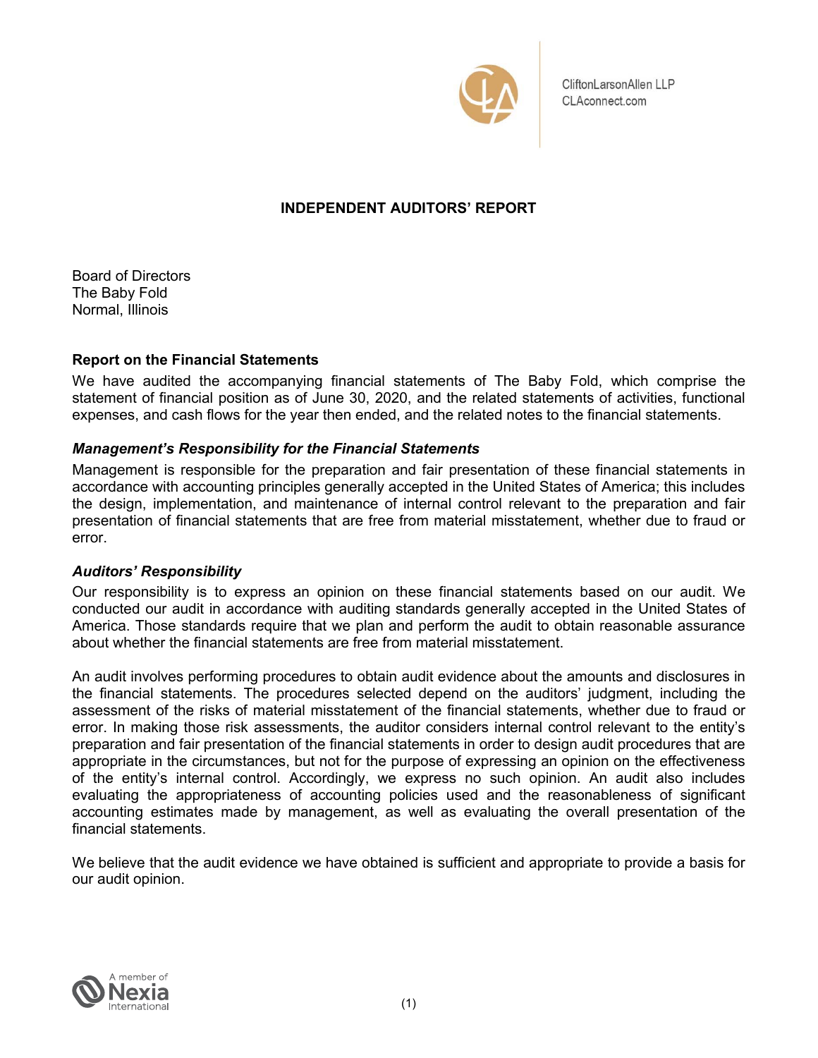CliftonLarsonAllen LLP
CLAconnect.com

# INDEPENDENT AUDITORS' REPORT

Board of Directors
The Baby Fold
Normal, Illinois

## Report on the Financial Statements

We have audited the accompanying financial statements of The Baby Fold, which comprise the statement of financial position as of June 30, 2020, and the related statements of activities, functional expenses, and cash flows for the year then ended, and the related notes to the financial statements.

### *Management's Responsibility for the Financial Statements*

Management is responsible for the preparation and fair presentation of these financial statements in accordance with accounting principles generally accepted in the United States of America; this includes the design, implementation, and maintenance of internal control relevant to the preparation and fair presentation of financial statements that are free from material misstatement, whether due to fraud or error.

### *Auditors' Responsibility*

Our responsibility is to express an opinion on these financial statements based on our audit. We conducted our audit in accordance with auditing standards generally accepted in the United States of America. Those standards require that we plan and perform the audit to obtain reasonable assurance about whether the financial statements are free from material misstatement.

An audit involves performing procedures to obtain audit evidence about the amounts and disclosures in the financial statements. The procedures selected depend on the auditors' judgment, including the assessment of the risks of material misstatement of the financial statements, whether due to fraud or error. In making those risk assessments, the auditor considers internal control relevant to the entity's preparation and fair presentation of the financial statements in order to design audit procedures that are appropriate in the circumstances, but not for the purpose of expressing an opinion on the effectiveness of the entity's internal control. Accordingly, we express no such opinion. An audit also includes evaluating the appropriateness of accounting policies used and the reasonableness of significant accounting estimates made by management, as well as evaluating the overall presentation of the financial statements.

We believe that the audit evidence we have obtained is sufficient and appropriate to provide a basis for our audit opinion.

A member of Nexia International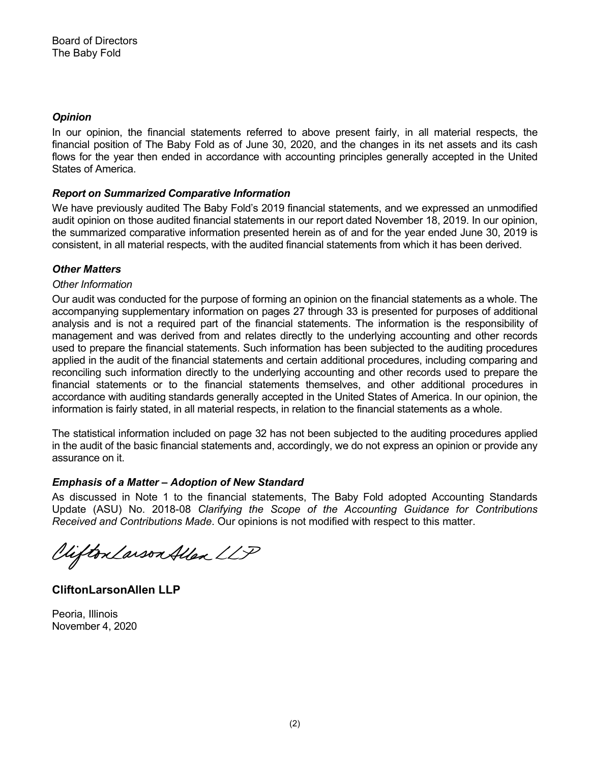Board of Directors
The Baby Fold

### *Opinion*

In our opinion, the financial statements referred to above present fairly, in all material respects, the financial position of The Baby Fold as of June 30, 2020, and the changes in its net assets and its cash flows for the year then ended in accordance with accounting principles generally accepted in the United States of America.

### *Report on Summarized Comparative Information*

We have previously audited The Baby Fold's 2019 financial statements, and we expressed an unmodified audit opinion on those audited financial statements in our report dated November 18, 2019. In our opinion, the summarized comparative information presented herein as of and for the year ended June 30, 2019 is consistent, in all material respects, with the audited financial statements from which it has been derived.

### *Other Matters*

*Other Information*

Our audit was conducted for the purpose of forming an opinion on the financial statements as a whole. The accompanying supplementary information on pages 27 through 33 is presented for purposes of additional analysis and is not a required part of the financial statements. The information is the responsibility of management and was derived from and relates directly to the underlying accounting and other records used to prepare the financial statements. Such information has been subjected to the auditing procedures applied in the audit of the financial statements and certain additional procedures, including comparing and reconciling such information directly to the underlying accounting and other records used to prepare the financial statements or to the financial statements themselves, and other additional procedures in accordance with auditing standards generally accepted in the United States of America. In our opinion, the information is fairly stated, in all material respects, in relation to the financial statements as a whole.

The statistical information included on page 32 has not been subjected to the auditing procedures applied in the audit of the basic financial statements and, accordingly, we do not express an opinion or provide any assurance on it.

### *Emphasis of a Matter – Adoption of New Standard*

As discussed in Note 1 to the financial statements, The Baby Fold adopted Accounting Standards Update (ASU) No. 2018-08 *Clarifying the Scope of the Accounting Guidance for Contributions Received and Contributions Made*. Our opinions is not modified with respect to this matter.

CliftonLarsonAllen LLP

**CliftonLarsonAllen LLP**

Peoria, Illinois
November 4, 2020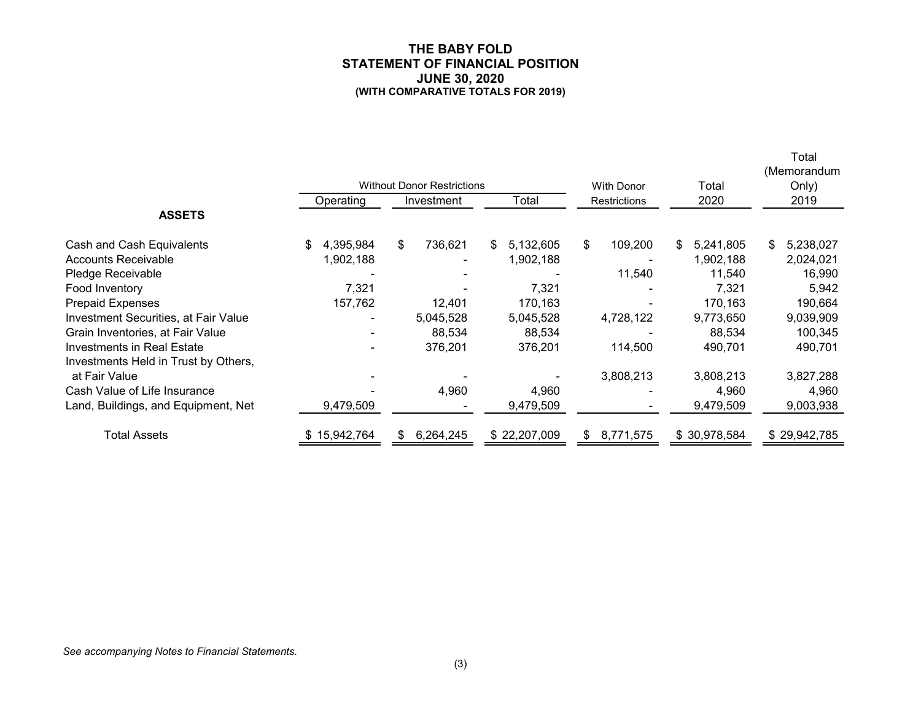# THE BABY FOLD
## STATEMENT OF FINANCIAL POSITION
### JUNE 30, 2020
#### (WITH COMPARATIVE TOTALS FOR 2019)

| | Without Donor Restrictions | | | With Donor | Total | Total (Memorandum Only) |
|---|---|---|---|---|---|---|
| | Operating | Investment | Total | Restrictions | 2020 | 2019 |
| **ASSETS** | | | | | | |
| Cash and Cash Equivalents | $ 4,395,984 | $ 736,621 | $ 5,132,605 | $ 109,200 | $ 5,241,805 | $ 5,238,027 |
| Accounts Receivable | 1,902,188 | - | 1,902,188 | - | 1,902,188 | 2,024,021 |
| Pledge Receivable | - | - | - | 11,540 | 11,540 | 16,990 |
| Food Inventory | 7,321 | - | 7,321 | - | 7,321 | 5,942 |
| Prepaid Expenses | 157,762 | 12,401 | 170,163 | - | 170,163 | 190,664 |
| Investment Securities, at Fair Value | - | 5,045,528 | 5,045,528 | 4,728,122 | 9,773,650 | 9,039,909 |
| Grain Inventories, at Fair Value | - | 88,534 | 88,534 | - | 88,534 | 100,345 |
| Investments in Real Estate | - | 376,201 | 376,201 | 114,500 | 490,701 | 490,701 |
| Investments Held in Trust by Others, at Fair Value | - | - | - | 3,808,213 | 3,808,213 | 3,827,288 |
| Cash Value of Life Insurance | - | 4,960 | 4,960 | - | 4,960 | 4,960 |
| Land, Buildings, and Equipment, Net | 9,479,509 | - | 9,479,509 | - | 9,479,509 | 9,003,938 |
| Total Assets | $ 15,942,764 | $ 6,264,245 | $ 22,207,009 | $ 8,771,575 | $ 30,978,584 | $ 29,942,785 |

*See accompanying Notes to Financial Statements.*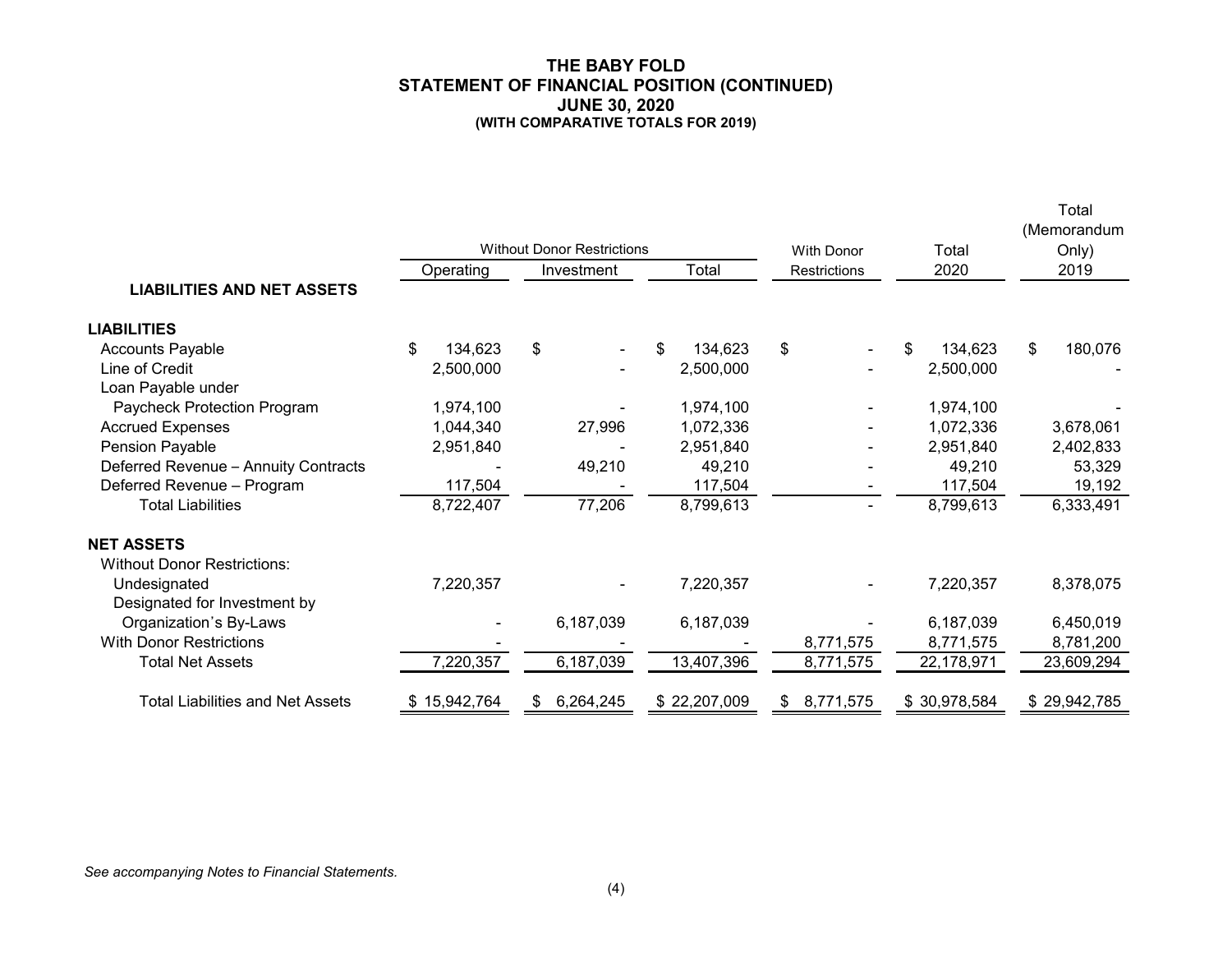# THE BABY FOLD
## STATEMENT OF FINANCIAL POSITION (CONTINUED)
## JUNE 30, 2020
### (WITH COMPARATIVE TOTALS FOR 2019)

| | Without Donor Restrictions | | | With Donor | Total | Total (Memorandum Only) |
|---|---|---|---|---|---|---|
| | Operating | Investment | Total | Restrictions | 2020 | 2019 |
| **LIABILITIES AND NET ASSETS** | | | | | | |
| **LIABILITIES** | | | | | | |
| Accounts Payable | $ 134,623 | $ - | $ 134,623 | $ - | $ 134,623 | $ 180,076 |
| Line of Credit | 2,500,000 | - | 2,500,000 | - | 2,500,000 | - |
| Loan Payable under Paycheck Protection Program | 1,974,100 | - | 1,974,100 | - | 1,974,100 | - |
| Accrued Expenses | 1,044,340 | 27,996 | 1,072,336 | - | 1,072,336 | 3,678,061 |
| Pension Payable | 2,951,840 | - | 2,951,840 | - | 2,951,840 | 2,402,833 |
| Deferred Revenue – Annuity Contracts | - | 49,210 | 49,210 | - | 49,210 | 53,329 |
| Deferred Revenue – Program | 117,504 | - | 117,504 | - | 117,504 | 19,192 |
| Total Liabilities | 8,722,407 | 77,206 | 8,799,613 | - | 8,799,613 | 6,333,491 |
| **NET ASSETS** | | | | | | |
| Without Donor Restrictions: | | | | | | |
| Undesignated | 7,220,357 | - | 7,220,357 | - | 7,220,357 | 8,378,075 |
| Designated for Investment by Organization's By-Laws | - | 6,187,039 | 6,187,039 | - | 6,187,039 | 6,450,019 |
| With Donor Restrictions | - | - | - | 8,771,575 | 8,771,575 | 8,781,200 |
| Total Net Assets | 7,220,357 | 6,187,039 | 13,407,396 | 8,771,575 | 22,178,971 | 23,609,294 |
| Total Liabilities and Net Assets | $ 15,942,764 | $ 6,264,245 | $ 22,207,009 | $ 8,771,575 | $ 30,978,584 | $ 29,942,785 |

*See accompanying Notes to Financial Statements.*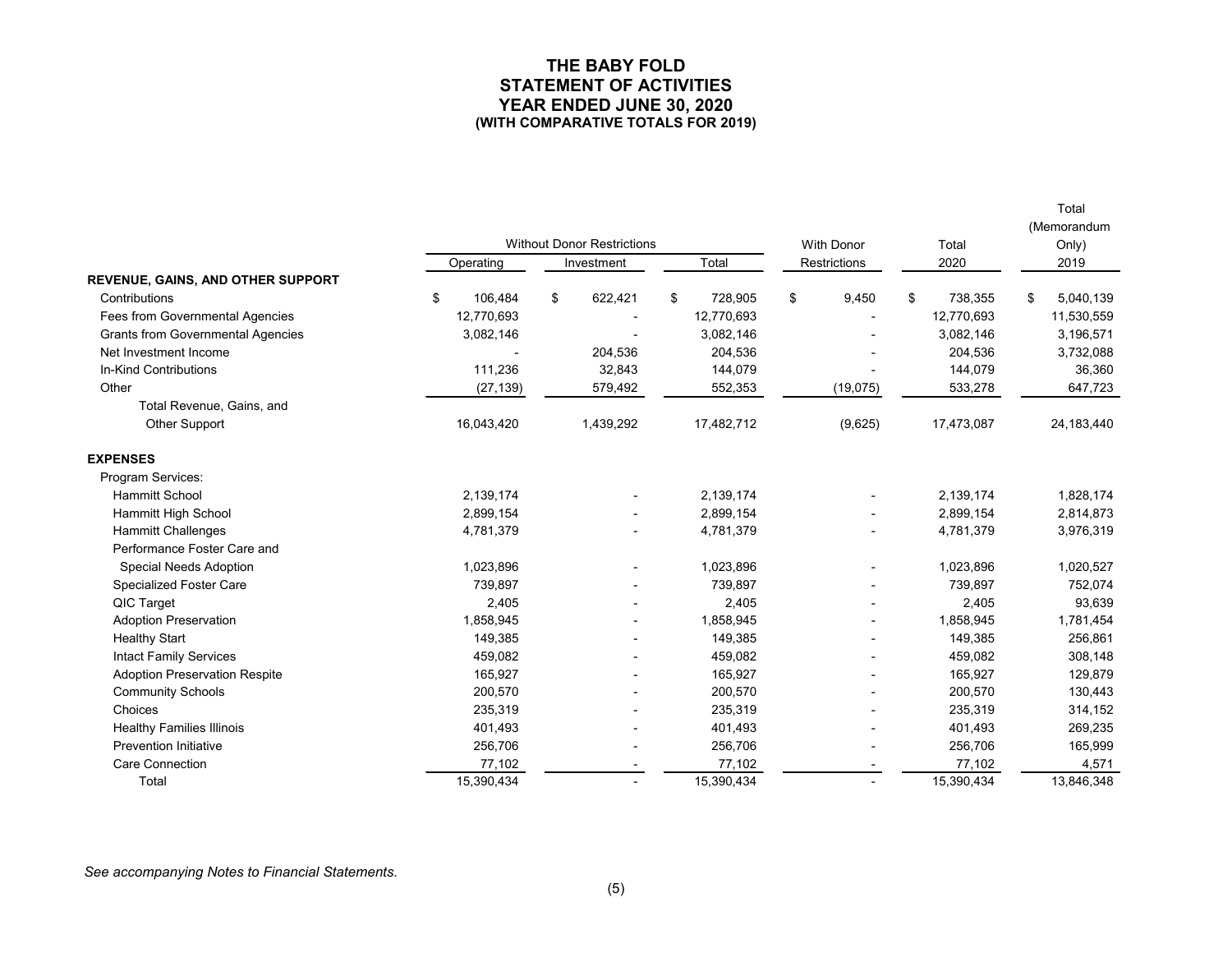# THE BABY FOLD
## STATEMENT OF ACTIVITIES
## YEAR ENDED JUNE 30, 2020
### (WITH COMPARATIVE TOTALS FOR 2019)

| | Without Donor Restrictions | | | With Donor | Total | Total (Memorandum Only) |
|---|---|---|---|---|---|---|
| | Operating | Investment | Total | Restrictions | 2020 | 2019 |
| **REVENUE, GAINS, AND OTHER SUPPORT** | | | | | | |
| Contributions | $ 106,484 | $ 622,421 | $ 728,905 | $ 9,450 | $ 738,355 | $ 5,040,139 |
| Fees from Governmental Agencies | 12,770,693 | - | 12,770,693 | - | 12,770,693 | 11,530,559 |
| Grants from Governmental Agencies | 3,082,146 | - | 3,082,146 | - | 3,082,146 | 3,196,571 |
| Net Investment Income | - | 204,536 | 204,536 | - | 204,536 | 3,732,088 |
| In-Kind Contributions | 111,236 | 32,843 | 144,079 | - | 144,079 | 36,360 |
| Other | (27,139) | 579,492 | 552,353 | (19,075) | 533,278 | 647,723 |
| Total Revenue, Gains, and Other Support | 16,043,420 | 1,439,292 | 17,482,712 | (9,625) | 17,473,087 | 24,183,440 |
| **EXPENSES** | | | | | | |
| Program Services: | | | | | | |
| Hammitt School | 2,139,174 | - | 2,139,174 | - | 2,139,174 | 1,828,174 |
| Hammitt High School | 2,899,154 | - | 2,899,154 | - | 2,899,154 | 2,814,873 |
| Hammitt Challenges | 4,781,379 | - | 4,781,379 | - | 4,781,379 | 3,976,319 |
| Performance Foster Care and Special Needs Adoption | 1,023,896 | - | 1,023,896 | - | 1,023,896 | 1,020,527 |
| Specialized Foster Care | 739,897 | - | 739,897 | - | 739,897 | 752,074 |
| QIC Target | 2,405 | - | 2,405 | - | 2,405 | 93,639 |
| Adoption Preservation | 1,858,945 | - | 1,858,945 | - | 1,858,945 | 1,781,454 |
| Healthy Start | 149,385 | - | 149,385 | - | 149,385 | 256,861 |
| Intact Family Services | 459,082 | - | 459,082 | - | 459,082 | 308,148 |
| Adoption Preservation Respite | 165,927 | - | 165,927 | - | 165,927 | 129,879 |
| Community Schools | 200,570 | - | 200,570 | - | 200,570 | 130,443 |
| Choices | 235,319 | - | 235,319 | - | 235,319 | 314,152 |
| Healthy Families Illinois | 401,493 | - | 401,493 | - | 401,493 | 269,235 |
| Prevention Initiative | 256,706 | - | 256,706 | - | 256,706 | 165,999 |
| Care Connection | 77,102 | - | 77,102 | - | 77,102 | 4,571 |
| Total | 15,390,434 | - | 15,390,434 | - | 15,390,434 | 13,846,348 |

*See accompanying Notes to Financial Statements.*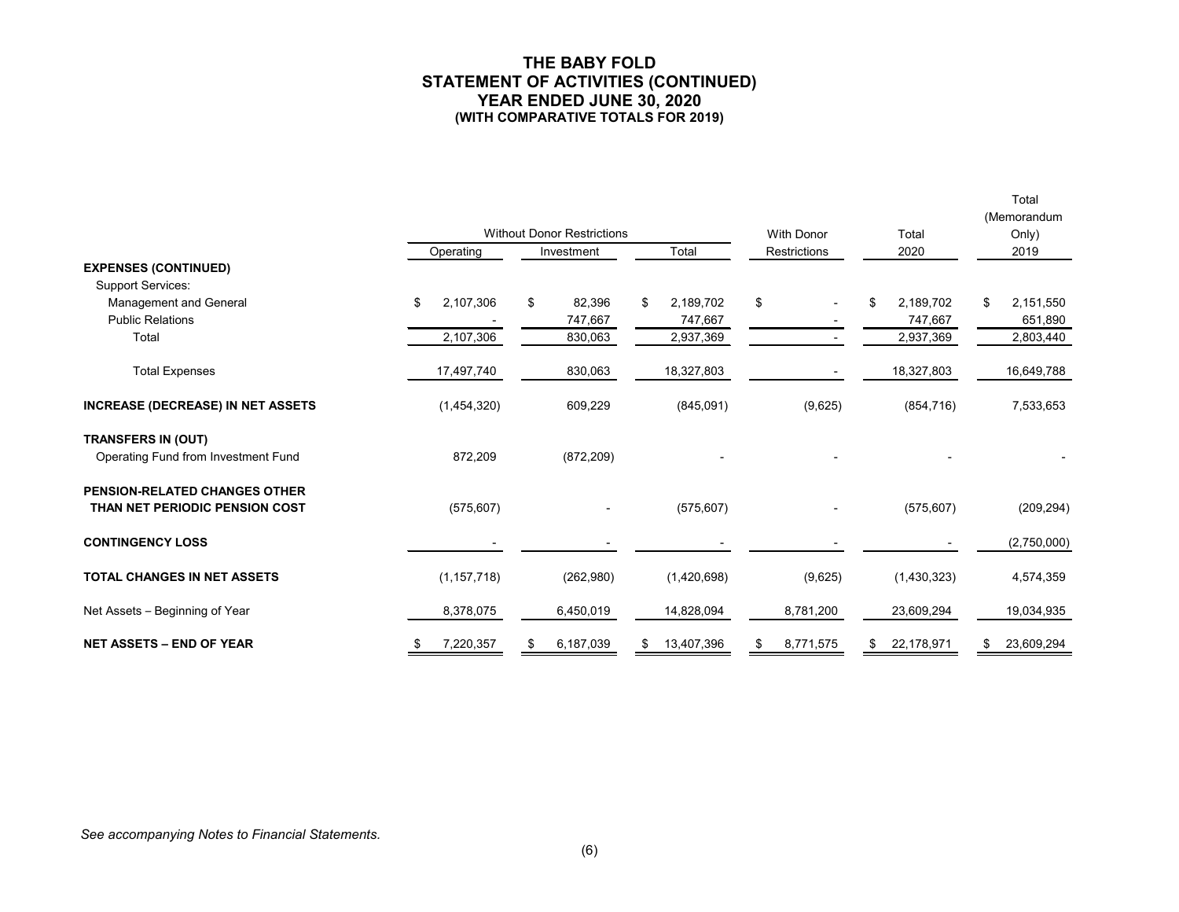# THE BABY FOLD
## STATEMENT OF ACTIVITIES (CONTINUED)
## YEAR ENDED JUNE 30, 2020
### (WITH COMPARATIVE TOTALS FOR 2019)

| | Without Donor Restrictions | | | With Donor | Total | Total (Memorandum Only) |
|---|---|---|---|---|---|---|
| | Operating | Investment | Total | Restrictions | 2020 | 2019 |
| **EXPENSES (CONTINUED)** | | | | | | |
| Support Services: | | | | | | |
| Management and General | $ 2,107,306 | $ 82,396 | $ 2,189,702 | $ - | $ 2,189,702 | $ 2,151,550 |
| Public Relations | - | 747,667 | 747,667 | - | 747,667 | 651,890 |
| Total | 2,107,306 | 830,063 | 2,937,369 | - | 2,937,369 | 2,803,440 |
| Total Expenses | 17,497,740 | 830,063 | 18,327,803 | - | 18,327,803 | 16,649,788 |
| **INCREASE (DECREASE) IN NET ASSETS** | (1,454,320) | 609,229 | (845,091) | (9,625) | (854,716) | 7,533,653 |
| **TRANSFERS IN (OUT)** | | | | | | |
| Operating Fund from Investment Fund | 872,209 | (872,209) | - | - | - | - |
| **PENSION-RELATED CHANGES OTHER THAN NET PERIODIC PENSION COST** | (575,607) | - | (575,607) | - | (575,607) | (209,294) |
| **CONTINGENCY LOSS** | - | - | - | - | - | (2,750,000) |
| **TOTAL CHANGES IN NET ASSETS** | (1,157,718) | (262,980) | (1,420,698) | (9,625) | (1,430,323) | 4,574,359 |
| Net Assets – Beginning of Year | 8,378,075 | 6,450,019 | 14,828,094 | 8,781,200 | 23,609,294 | 19,034,935 |
| **NET ASSETS – END OF YEAR** | $ 7,220,357 | $ 6,187,039 | $ 13,407,396 | $ 8,771,575 | $ 22,178,971 | $ 23,609,294 |

*See accompanying Notes to Financial Statements.*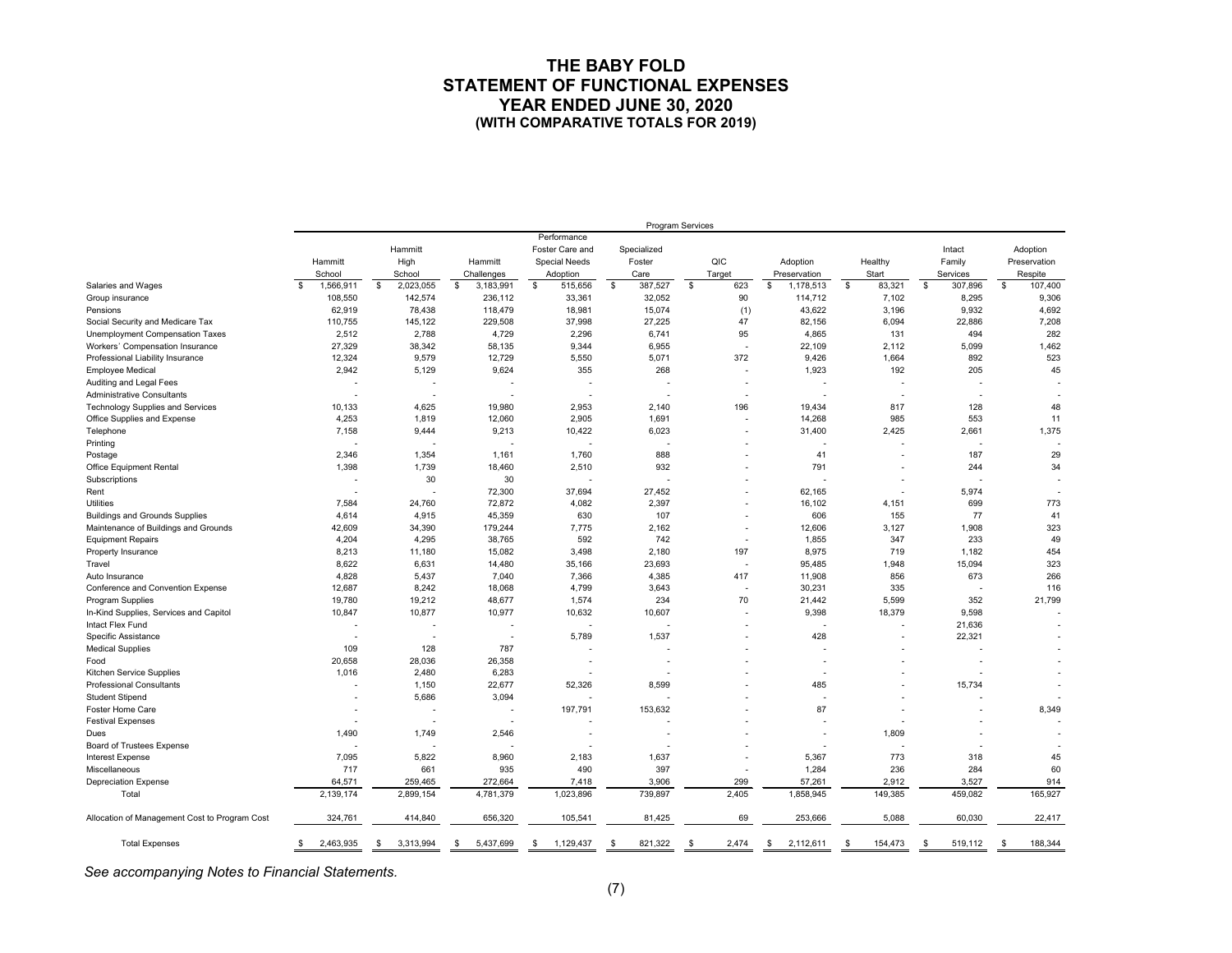# THE BABY FOLD
## STATEMENT OF FUNCTIONAL EXPENSES
## YEAR ENDED JUNE 30, 2020
### (WITH COMPARATIVE TOTALS FOR 2019)

| | Program Services | | | | | | | | | |
|---|---|---|---|---|---|---|---|---|---|---|
| | Hammitt School | Hammitt High School | Hammitt Challenges | Performance Foster Care and Special Needs Adoption | Specialized Foster Care | QIC Target | Adoption Preservation | Healthy Start | Intact Family Services | Adoption Preservation Respite |
| Salaries and Wages | $ 1,566,911 | $ 2,023,055 | $ 3,183,991 | $ 515,656 | $ 387,527 | $ 623 | $ 1,178,513 | $ 83,321 | $ 307,896 | $ 107,400 |
| Group insurance | 108,550 | 142,574 | 236,112 | 33,361 | 32,052 | 90 | 114,712 | 7,102 | 8,295 | 9,306 |
| Pensions | 62,919 | 78,438 | 118,479 | 18,981 | 15,074 | (1) | 43,622 | 3,196 | 9,932 | 4,692 |
| Social Security and Medicare Tax | 110,755 | 145,122 | 229,508 | 37,998 | 27,225 | 47 | 82,156 | 6,094 | 22,886 | 7,208 |
| Unemployment Compensation Taxes | 2,512 | 2,788 | 4,729 | 2,296 | 6,741 | 95 | 4,865 | 131 | 494 | 282 |
| Workers' Compensation Insurance | 27,329 | 38,342 | 58,135 | 9,344 | 6,955 | - | 22,109 | 2,112 | 5,099 | 1,462 |
| Professional Liability Insurance | 12,324 | 9,579 | 12,729 | 5,550 | 5,071 | 372 | 9,426 | 1,664 | 892 | 523 |
| Employee Medical | 2,942 | 5,129 | 9,624 | 355 | 268 | - | 1,923 | 192 | 205 | 45 |
| Auditing and Legal Fees | - | - | - | - | - | - | - | - | - | - |
| Administrative Consultants | - | - | - | - | - | - | - | - | - | - |
| Technology Supplies and Services | 10,133 | 4,625 | 19,980 | 2,953 | 2,140 | 196 | 19,434 | 817 | 128 | 48 |
| Office Supplies and Expense | 4,253 | 1,819 | 12,060 | 2,905 | 1,691 | - | 14,268 | 985 | 553 | 11 |
| Telephone | 7,158 | 9,444 | 9,213 | 10,422 | 6,023 | - | 31,400 | 2,425 | 2,661 | 1,375 |
| Printing | - | - | - | - | - | - | - | - | - | - |
| Postage | 2,346 | 1,354 | 1,161 | 1,760 | 888 | - | 41 | - | 187 | 29 |
| Office Equipment Rental | 1,398 | 1,739 | 18,460 | 2,510 | 932 | - | 791 | - | 244 | 34 |
| Subscriptions | - | 30 | 30 | - | - | - | - | - | - | - |
| Rent | - | - | 72,300 | 37,694 | 27,452 | - | 62,165 | - | 5,974 | - |
| Utilities | 7,584 | 24,760 | 72,872 | 4,082 | 2,397 | - | 16,102 | 4,151 | 699 | 773 |
| Buildings and Grounds Supplies | 4,614 | 4,915 | 45,359 | 630 | 107 | - | 606 | 155 | 77 | 41 |
| Maintenance of Buildings and Grounds | 42,609 | 34,390 | 179,244 | 7,775 | 2,162 | - | 12,606 | 3,127 | 1,908 | 323 |
| Equipment Repairs | 4,204 | 4,295 | 38,765 | 592 | 742 | - | 1,855 | 347 | 233 | 49 |
| Property Insurance | 8,213 | 11,180 | 15,082 | 3,498 | 2,180 | 197 | 8,975 | 719 | 1,182 | 454 |
| Travel | 8,622 | 6,631 | 14,480 | 35,166 | 23,693 | - | 95,485 | 1,948 | 15,094 | 323 |
| Auto Insurance | 4,828 | 5,437 | 7,040 | 7,366 | 4,385 | 417 | 11,908 | 856 | 673 | 266 |
| Conference and Convention Expense | 12,687 | 8,242 | 18,068 | 4,799 | 3,643 | - | 30,231 | 335 | - | 116 |
| Program Supplies | 19,780 | 19,212 | 48,677 | 1,574 | 234 | 70 | 21,442 | 5,599 | 352 | 21,799 |
| In-Kind Supplies, Services and Capitol | 10,847 | 10,877 | 10,977 | 10,632 | 10,607 | - | 9,398 | 18,379 | 9,598 | - |
| Intact Flex Fund | - | - | - | - | - | - | - | - | 21,636 | - |
| Specific Assistance | - | - | - | 5,789 | 1,537 | - | 428 | - | 22,321 | - |
| Medical Supplies | 109 | 128 | 787 | - | - | - | - | - | - | - |
| Food | 20,658 | 28,036 | 26,358 | - | - | - | - | - | - | - |
| Kitchen Service Supplies | 1,016 | 2,480 | 6,283 | - | - | - | - | - | - | - |
| Professional Consultants | - | 1,150 | 22,677 | 52,326 | 8,599 | - | 485 | - | 15,734 | - |
| Student Stipend | - | 5,686 | 3,094 | - | - | - | - | - | - | - |
| Foster Home Care | - | - | - | 197,791 | 153,632 | - | 87 | - | - | 8,349 |
| Festival Expenses | - | - | - | - | - | - | - | - | - | - |
| Dues | 1,490 | 1,749 | 2,546 | - | - | - | - | 1,809 | - | - |
| Board of Trustees Expense | - | - | - | - | - | - | - | - | - | - |
| Interest Expense | 7,095 | 5,822 | 8,960 | 2,183 | 1,637 | - | 5,367 | 773 | 318 | 45 |
| Miscellaneous | 717 | 661 | 935 | 490 | 397 | - | 1,284 | 236 | 284 | 60 |
| Depreciation Expense | 64,571 | 259,465 | 272,664 | 7,418 | 3,906 | 299 | 57,261 | 2,912 | 3,527 | 914 |
| Total | 2,139,174 | 2,899,154 | 4,781,379 | 1,023,896 | 739,897 | 2,405 | 1,858,945 | 149,385 | 459,082 | 165,927 |
| Allocation of Management Cost to Program Cost | 324,761 | 414,840 | 656,320 | 105,541 | 81,425 | 69 | 253,666 | 5,088 | 60,030 | 22,417 |
| Total Expenses | $ 2,463,935 | $ 3,313,994 | $ 5,437,699 | $ 1,129,437 | $ 821,322 | $ 2,474 | $ 2,112,611 | $ 154,473 | $ 519,112 | $ 188,344 |

*See accompanying Notes to Financial Statements.*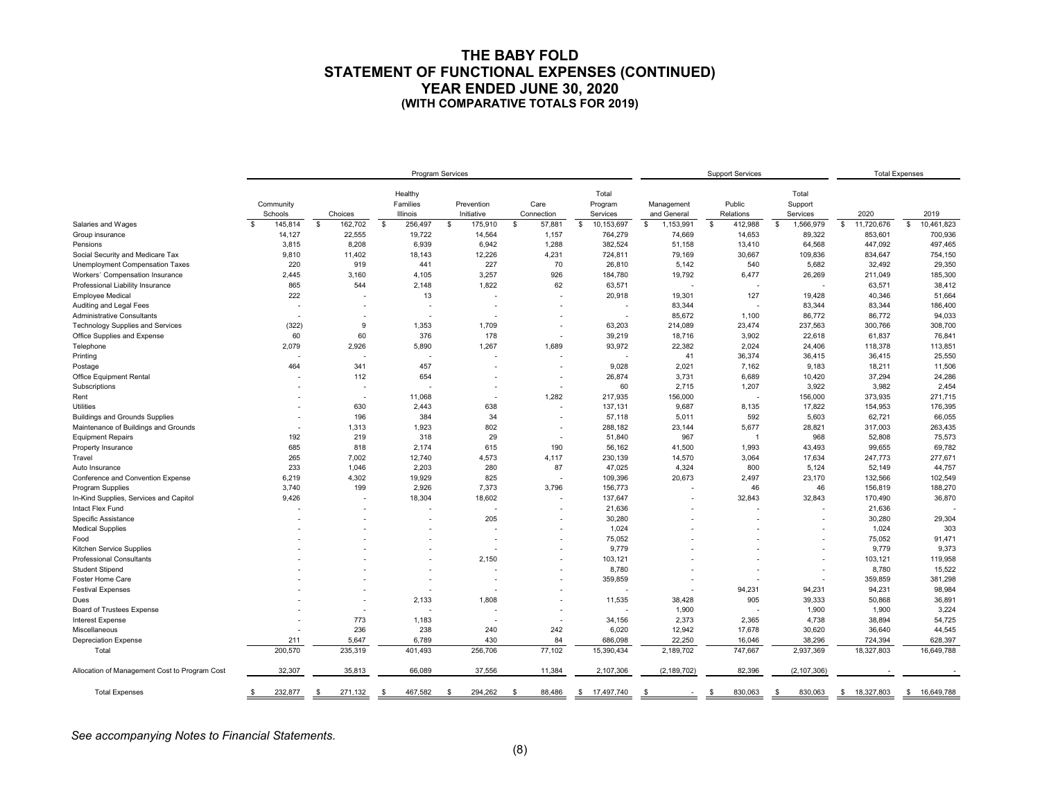# THE BABY FOLD
## STATEMENT OF FUNCTIONAL EXPENSES (CONTINUED)
## YEAR ENDED JUNE 30, 2020
### (WITH COMPARATIVE TOTALS FOR 2019)

| | Program Services | | | | | | Support Services | | | Total Expenses | |
|---|---|---|---|---|---|---|---|---|---|---|---|
| | Community Schools | Choices | Healthy Families Illinois | Prevention Initiative | Care Connection | Total Program Services | Management and General | Public Relations | Total Support Services | 2020 | 2019 |
| Salaries and Wages | $ 145,814 | $ 162,702 | $ 256,497 | $ 175,910 | $ 57,881 | $ 10,153,697 | $ 1,153,991 | $ 412,988 | $ 1,566,979 | $ 11,720,676 | $ 10,461,823 |
| Group insurance | 14,127 | 22,555 | 19,722 | 14,564 | 1,157 | 764,279 | 74,669 | 14,653 | 89,322 | 853,601 | 700,936 |
| Pensions | 3,815 | 8,208 | 6,939 | 6,942 | 1,288 | 382,524 | 51,158 | 13,410 | 64,568 | 447,092 | 497,465 |
| Social Security and Medicare Tax | 9,810 | 11,402 | 18,143 | 12,226 | 4,231 | 724,811 | 79,169 | 30,667 | 109,836 | 834,647 | 754,150 |
| Unemployment Compensation Taxes | 220 | 919 | 441 | 227 | 70 | 26,810 | 5,142 | 540 | 5,682 | 32,492 | 29,350 |
| Workers' Compensation Insurance | 2,445 | 3,160 | 4,105 | 3,257 | 926 | 184,780 | 19,792 | 6,477 | 26,269 | 211,049 | 185,300 |
| Professional Liability Insurance | 865 | 544 | 2,148 | 1,822 | 62 | 63,571 | - | - | - | 63,571 | 38,412 |
| Employee Medical | 222 | - | 13 | - | - | 20,918 | 19,301 | 127 | 19,428 | 40,346 | 51,664 |
| Auditing and Legal Fees | - | - | - | - | - | - | 83,344 | - | 83,344 | 83,344 | 186,400 |
| Administrative Consultants | - | - | - | - | - | - | 85,672 | 1,100 | 86,772 | 86,772 | 94,033 |
| Technology Supplies and Services | (322) | 9 | 1,353 | 1,709 | - | 63,203 | 214,089 | 23,474 | 237,563 | 300,766 | 308,700 |
| Office Supplies and Expense | 60 | 60 | 376 | 178 | - | 39,219 | 18,716 | 3,902 | 22,618 | 61,837 | 76,841 |
| Telephone | 2,079 | 2,926 | 5,890 | 1,267 | 1,689 | 93,972 | 22,382 | 2,024 | 24,406 | 118,378 | 113,851 |
| Printing | - | - | - | - | - | - | 41 | 36,374 | 36,415 | 36,415 | 25,550 |
| Postage | 464 | 341 | 457 | - | - | 9,028 | 2,021 | 7,162 | 9,183 | 18,211 | 11,506 |
| Office Equipment Rental | - | 112 | 654 | - | - | 26,874 | 3,731 | 6,689 | 10,420 | 37,294 | 24,286 |
| Subscriptions | - | - | - | - | - | 60 | 2,715 | 1,207 | 3,922 | 3,982 | 2,454 |
| Rent | - | - | 11,068 | - | 1,282 | 217,935 | 156,000 | - | 156,000 | 373,935 | 271,715 |
| Utilities | - | 630 | 2,443 | 638 | - | 137,131 | 9,687 | 8,135 | 17,822 | 154,953 | 176,395 |
| Buildings and Grounds Supplies | - | 196 | 384 | 34 | - | 57,118 | 5,011 | 592 | 5,603 | 62,721 | 66,055 |
| Maintenance of Buildings and Grounds | - | 1,313 | 1,923 | 802 | - | 288,182 | 23,144 | 5,677 | 28,821 | 317,003 | 263,435 |
| Equipment Repairs | 192 | 219 | 318 | 29 | - | 51,840 | 967 | 1 | 968 | 52,808 | 75,573 |
| Property Insurance | 685 | 818 | 2,174 | 615 | 190 | 56,162 | 41,500 | 1,993 | 43,493 | 99,655 | 69,782 |
| Travel | 265 | 7,002 | 12,740 | 4,573 | 4,117 | 230,139 | 14,570 | 3,064 | 17,634 | 247,773 | 277,671 |
| Auto Insurance | 233 | 1,046 | 2,203 | 280 | 87 | 47,025 | 4,324 | 800 | 5,124 | 52,149 | 44,757 |
| Conference and Convention Expense | 6,219 | 4,302 | 19,929 | 825 | - | 109,396 | 20,673 | 2,497 | 23,170 | 132,566 | 102,549 |
| Program Supplies | 3,740 | 199 | 2,926 | 7,373 | 3,796 | 156,773 | - | 46 | 46 | 156,819 | 188,270 |
| In-Kind Supplies, Services and Capitol | 9,426 | - | 18,304 | 18,602 | - | 137,647 | - | 32,843 | 32,843 | 170,490 | 36,870 |
| Intact Flex Fund | - | - | - | - | - | 21,636 | - | - | - | 21,636 | - |
| Specific Assistance | - | - | - | 205 | - | 30,280 | - | - | - | 30,280 | 29,304 |
| Medical Supplies | - | - | - | - | - | 1,024 | - | - | - | 1,024 | 303 |
| Food | - | - | - | - | - | 75,052 | - | - | - | 75,052 | 91,471 |
| Kitchen Service Supplies | - | - | - | - | - | 9,779 | - | - | - | 9,779 | 9,373 |
| Professional Consultants | - | - | - | 2,150 | - | 103,121 | - | - | - | 103,121 | 119,958 |
| Student Stipend | - | - | - | - | - | 8,780 | - | - | - | 8,780 | 15,522 |
| Foster Home Care | - | - | - | - | - | 359,859 | - | - | - | 359,859 | 381,298 |
| Festival Expenses | - | - | - | - | - | - | - | 94,231 | 94,231 | 94,231 | 98,984 |
| Dues | - | - | 2,133 | 1,808 | - | 11,535 | 38,428 | 905 | 39,333 | 50,868 | 36,891 |
| Board of Trustees Expense | - | - | - | - | - | - | 1,900 | - | 1,900 | 1,900 | 3,224 |
| Interest Expense | - | 773 | 1,183 | - | - | 34,156 | 2,373 | 2,365 | 4,738 | 38,894 | 54,725 |
| Miscellaneous | - | 236 | 238 | 240 | 242 | 6,020 | 12,942 | 17,678 | 30,620 | 36,640 | 44,545 |
| Depreciation Expense | 211 | 5,647 | 6,789 | 430 | 84 | 686,098 | 22,250 | 16,046 | 38,296 | 724,394 | 628,397 |
| Total | 200,570 | 235,319 | 401,493 | 256,706 | 77,102 | 15,390,434 | 2,189,702 | 747,667 | 2,937,369 | 18,327,803 | 16,649,788 |
| Allocation of Management Cost to Program Cost | 32,307 | 35,813 | 66,089 | 37,556 | 11,384 | 2,107,306 | (2,189,702) | 82,396 | (2,107,306) | - | - |
| Total Expenses | $ 232,877 | $ 271,132 | $ 467,582 | $ 294,262 | $ 88,486 | $ 17,497,740 | $ - | $ 830,063 | $ 830,063 | $ 18,327,803 | $ 16,649,788 |

*See accompanying Notes to Financial Statements.*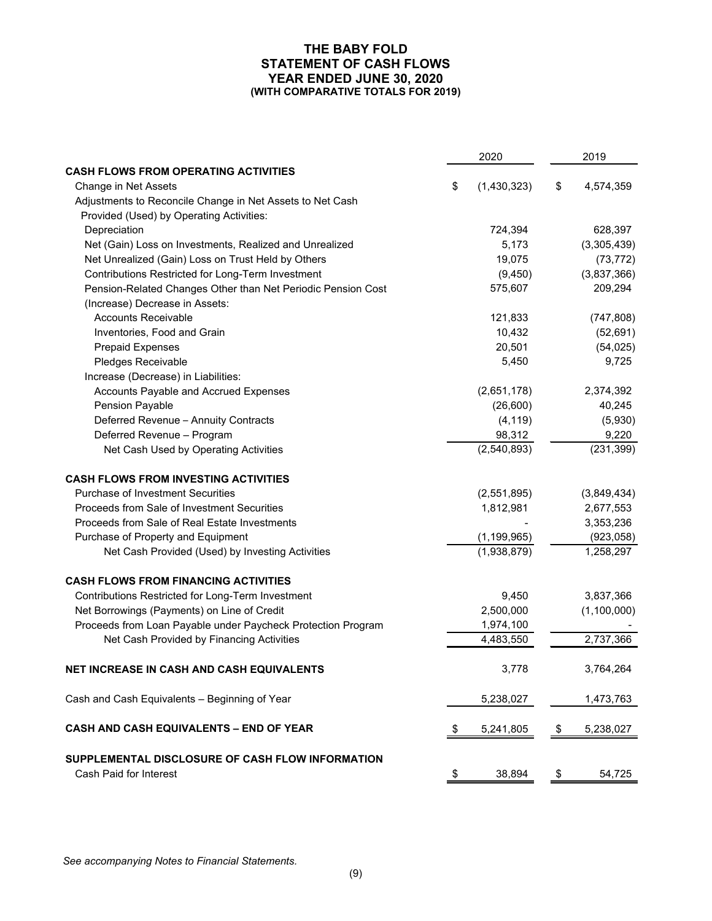# THE BABY FOLD
## STATEMENT OF CASH FLOWS
### YEAR ENDED JUNE 30, 2020
#### (WITH COMPARATIVE TOTALS FOR 2019)

| | 2020 | 2019 |
|---|---|---|
| **CASH FLOWS FROM OPERATING ACTIVITIES** | | |
| Change in Net Assets | $ (1,430,323) | $ 4,574,359 |
| Adjustments to Reconcile Change in Net Assets to Net Cash Provided (Used) by Operating Activities: | | |
| Depreciation | 724,394 | 628,397 |
| Net (Gain) Loss on Investments, Realized and Unrealized | 5,173 | (3,305,439) |
| Net Unrealized (Gain) Loss on Trust Held by Others | 19,075 | (73,772) |
| Contributions Restricted for Long-Term Investment | (9,450) | (3,837,366) |
| Pension-Related Changes Other than Net Periodic Pension Cost | 575,607 | 209,294 |
| (Increase) Decrease in Assets: | | |
| Accounts Receivable | 121,833 | (747,808) |
| Inventories, Food and Grain | 10,432 | (52,691) |
| Prepaid Expenses | 20,501 | (54,025) |
| Pledges Receivable | 5,450 | 9,725 |
| Increase (Decrease) in Liabilities: | | |
| Accounts Payable and Accrued Expenses | (2,651,178) | 2,374,392 |
| Pension Payable | (26,600) | 40,245 |
| Deferred Revenue – Annuity Contracts | (4,119) | (5,930) |
| Deferred Revenue – Program | 98,312 | 9,220 |
| Net Cash Used by Operating Activities | (2,540,893) | (231,399) |
| **CASH FLOWS FROM INVESTING ACTIVITIES** | | |
| Purchase of Investment Securities | (2,551,895) | (3,849,434) |
| Proceeds from Sale of Investment Securities | 1,812,981 | 2,677,553 |
| Proceeds from Sale of Real Estate Investments | - | 3,353,236 |
| Purchase of Property and Equipment | (1,199,965) | (923,058) |
| Net Cash Provided (Used) by Investing Activities | (1,938,879) | 1,258,297 |
| **CASH FLOWS FROM FINANCING ACTIVITIES** | | |
| Contributions Restricted for Long-Term Investment | 9,450 | 3,837,366 |
| Net Borrowings (Payments) on Line of Credit | 2,500,000 | (1,100,000) |
| Proceeds from Loan Payable under Paycheck Protection Program | 1,974,100 | - |
| Net Cash Provided by Financing Activities | 4,483,550 | 2,737,366 |
| **NET INCREASE IN CASH AND CASH EQUIVALENTS** | 3,778 | 3,764,264 |
| Cash and Cash Equivalents – Beginning of Year | 5,238,027 | 1,473,763 |
| **CASH AND CASH EQUIVALENTS – END OF YEAR** | $ 5,241,805 | $ 5,238,027 |
| **SUPPLEMENTAL DISCLOSURE OF CASH FLOW INFORMATION** | | |
| Cash Paid for Interest | $ 38,894 | $ 54,725 |

*See accompanying Notes to Financial Statements.*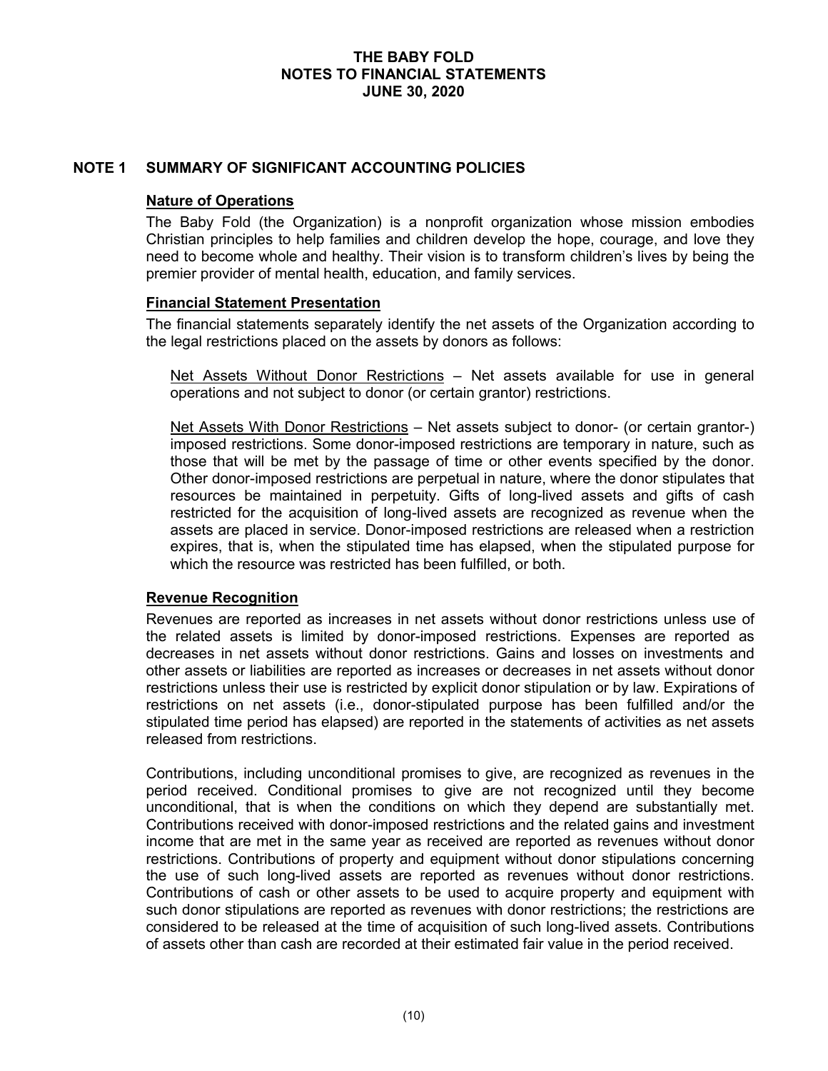# THE BABY FOLD
# NOTES TO FINANCIAL STATEMENTS
# JUNE 30, 2020

## NOTE 1 SUMMARY OF SIGNIFICANT ACCOUNTING POLICIES

### Nature of Operations

The Baby Fold (the Organization) is a nonprofit organization whose mission embodies Christian principles to help families and children develop the hope, courage, and love they need to become whole and healthy. Their vision is to transform children's lives by being the premier provider of mental health, education, and family services.

### Financial Statement Presentation

The financial statements separately identify the net assets of the Organization according to the legal restrictions placed on the assets by donors as follows:

Net Assets Without Donor Restrictions – Net assets available for use in general operations and not subject to donor (or certain grantor) restrictions.

Net Assets With Donor Restrictions – Net assets subject to donor- (or certain grantor-) imposed restrictions. Some donor-imposed restrictions are temporary in nature, such as those that will be met by the passage of time or other events specified by the donor. Other donor-imposed restrictions are perpetual in nature, where the donor stipulates that resources be maintained in perpetuity. Gifts of long-lived assets and gifts of cash restricted for the acquisition of long-lived assets are recognized as revenue when the assets are placed in service. Donor-imposed restrictions are released when a restriction expires, that is, when the stipulated time has elapsed, when the stipulated purpose for which the resource was restricted has been fulfilled, or both.

### Revenue Recognition

Revenues are reported as increases in net assets without donor restrictions unless use of the related assets is limited by donor-imposed restrictions. Expenses are reported as decreases in net assets without donor restrictions. Gains and losses on investments and other assets or liabilities are reported as increases or decreases in net assets without donor restrictions unless their use is restricted by explicit donor stipulation or by law. Expirations of restrictions on net assets (i.e., donor-stipulated purpose has been fulfilled and/or the stipulated time period has elapsed) are reported in the statements of activities as net assets released from restrictions.

Contributions, including unconditional promises to give, are recognized as revenues in the period received. Conditional promises to give are not recognized until they become unconditional, that is when the conditions on which they depend are substantially met. Contributions received with donor-imposed restrictions and the related gains and investment income that are met in the same year as received are reported as revenues without donor restrictions. Contributions of property and equipment without donor stipulations concerning the use of such long-lived assets are reported as revenues without donor restrictions. Contributions of cash or other assets to be used to acquire property and equipment with such donor stipulations are reported as revenues with donor restrictions; the restrictions are considered to be released at the time of acquisition of such long-lived assets. Contributions of assets other than cash are recorded at their estimated fair value in the period received.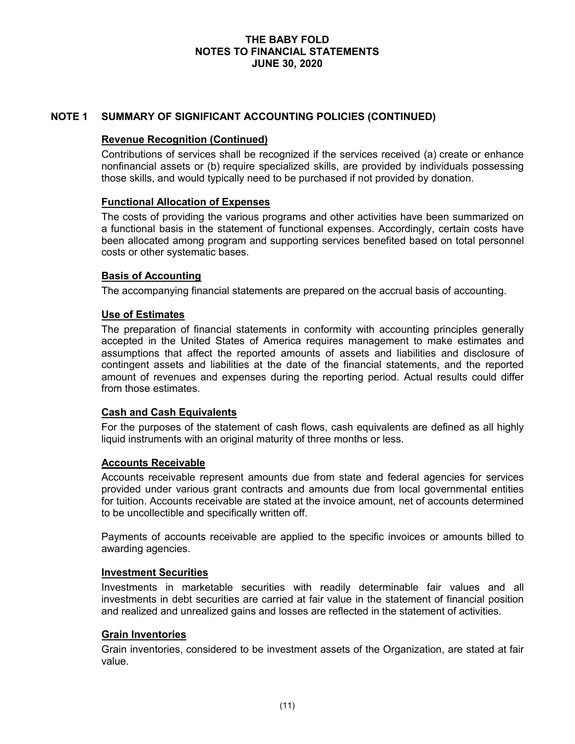## NOTE 1 SUMMARY OF SIGNIFICANT ACCOUNTING POLICIES (CONTINUED)

### Revenue Recognition (Continued)

Contributions of services shall be recognized if the services received (a) create or enhance nonfinancial assets or (b) require specialized skills, are provided by individuals possessing those skills, and would typically need to be purchased if not provided by donation.

### Functional Allocation of Expenses

The costs of providing the various programs and other activities have been summarized on a functional basis in the statement of functional expenses. Accordingly, certain costs have been allocated among program and supporting services benefited based on total personnel costs or other systematic bases.

### Basis of Accounting

The accompanying financial statements are prepared on the accrual basis of accounting.

### Use of Estimates

The preparation of financial statements in conformity with accounting principles generally accepted in the United States of America requires management to make estimates and assumptions that affect the reported amounts of assets and liabilities and disclosure of contingent assets and liabilities at the date of the financial statements, and the reported amount of revenues and expenses during the reporting period. Actual results could differ from those estimates.

### Cash and Cash Equivalents

For the purposes of the statement of cash flows, cash equivalents are defined as all highly liquid instruments with an original maturity of three months or less.

### Accounts Receivable

Accounts receivable represent amounts due from state and federal agencies for services provided under various grant contracts and amounts due from local governmental entities for tuition. Accounts receivable are stated at the invoice amount, net of accounts determined to be uncollectible and specifically written off.

Payments of accounts receivable are applied to the specific invoices or amounts billed to awarding agencies.

### Investment Securities

Investments in marketable securities with readily determinable fair values and all investments in debt securities are carried at fair value in the statement of financial position and realized and unrealized gains and losses are reflected in the statement of activities.

### Grain Inventories

Grain inventories, considered to be investment assets of the Organization, are stated at fair value.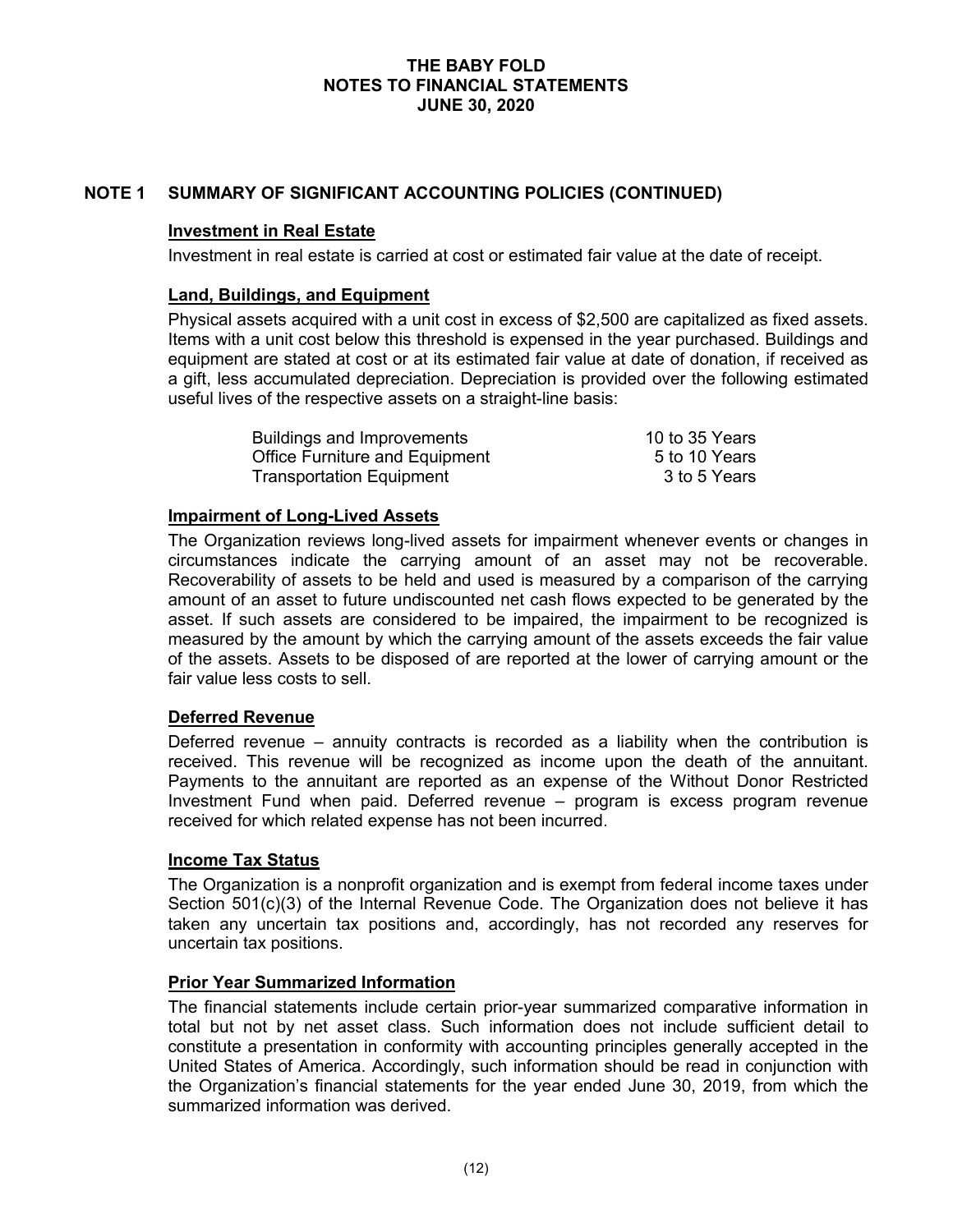# NOTE 1 SUMMARY OF SIGNIFICANT ACCOUNTING POLICIES (CONTINUED)

## Investment in Real Estate

Investment in real estate is carried at cost or estimated fair value at the date of receipt.

## Land, Buildings, and Equipment

Physical assets acquired with a unit cost in excess of $2,500 are capitalized as fixed assets. Items with a unit cost below this threshold is expensed in the year purchased. Buildings and equipment are stated at cost or at its estimated fair value at date of donation, if received as a gift, less accumulated depreciation. Depreciation is provided over the following estimated useful lives of the respective assets on a straight-line basis:

| | |
|---|---|
| Buildings and Improvements | 10 to 35 Years |
| Office Furniture and Equipment | 5 to 10 Years |
| Transportation Equipment | 3 to 5 Years |

## Impairment of Long-Lived Assets

The Organization reviews long-lived assets for impairment whenever events or changes in circumstances indicate the carrying amount of an asset may not be recoverable. Recoverability of assets to be held and used is measured by a comparison of the carrying amount of an asset to future undiscounted net cash flows expected to be generated by the asset. If such assets are considered to be impaired, the impairment to be recognized is measured by the amount by which the carrying amount of the assets exceeds the fair value of the assets. Assets to be disposed of are reported at the lower of carrying amount or the fair value less costs to sell.

## Deferred Revenue

Deferred revenue – annuity contracts is recorded as a liability when the contribution is received. This revenue will be recognized as income upon the death of the annuitant. Payments to the annuitant are reported as an expense of the Without Donor Restricted Investment Fund when paid. Deferred revenue – program is excess program revenue received for which related expense has not been incurred.

## Income Tax Status

The Organization is a nonprofit organization and is exempt from federal income taxes under Section 501(c)(3) of the Internal Revenue Code. The Organization does not believe it has taken any uncertain tax positions and, accordingly, has not recorded any reserves for uncertain tax positions.

## Prior Year Summarized Information

The financial statements include certain prior-year summarized comparative information in total but not by net asset class. Such information does not include sufficient detail to constitute a presentation in conformity with accounting principles generally accepted in the United States of America. Accordingly, such information should be read in conjunction with the Organization's financial statements for the year ended June 30, 2019, from which the summarized information was derived.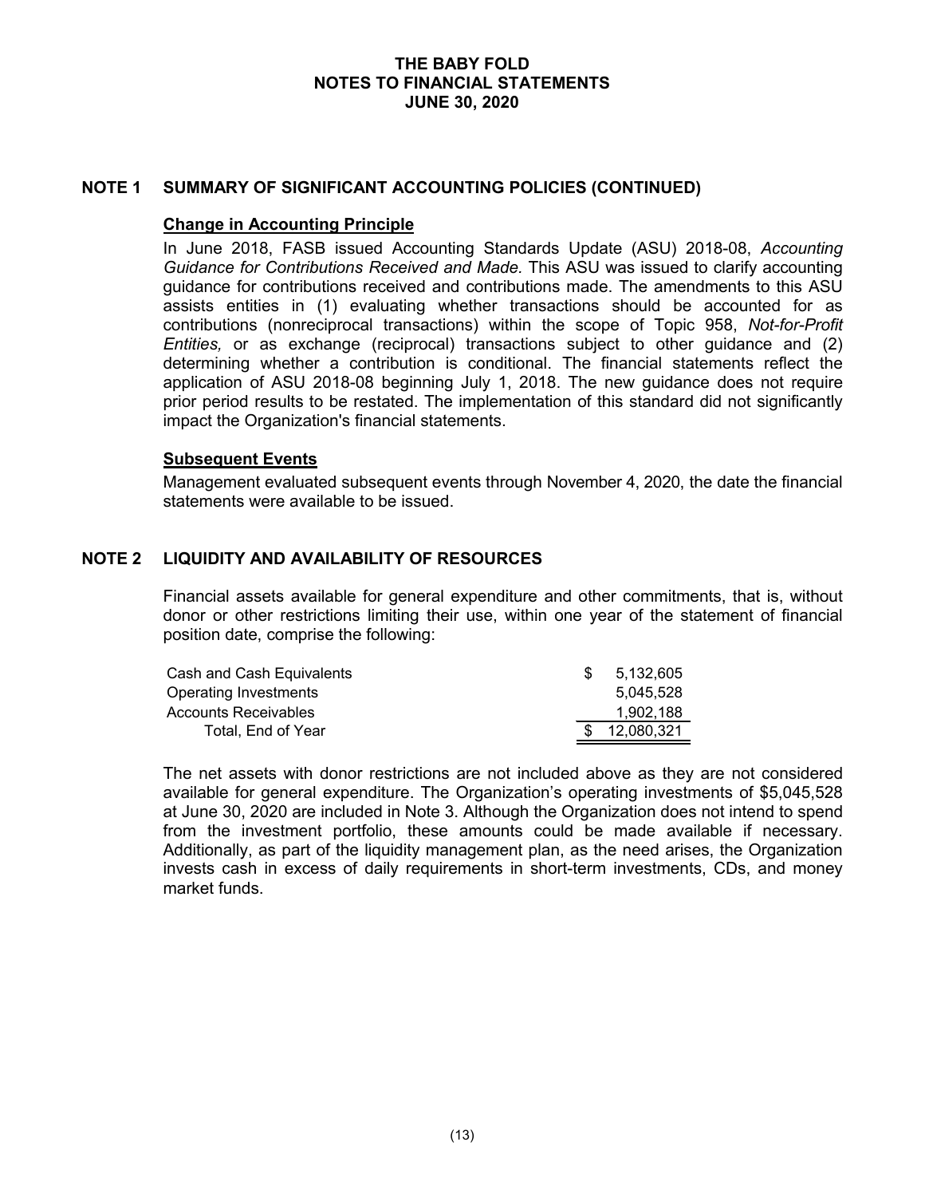# THE BABY FOLD
## NOTES TO FINANCIAL STATEMENTS
## JUNE 30, 2020

## NOTE 1 SUMMARY OF SIGNIFICANT ACCOUNTING POLICIES (CONTINUED)

### Change in Accounting Principle

In June 2018, FASB issued Accounting Standards Update (ASU) 2018-08, *Accounting Guidance for Contributions Received and Made.* This ASU was issued to clarify accounting guidance for contributions received and contributions made. The amendments to this ASU assists entities in (1) evaluating whether transactions should be accounted for as contributions (nonreciprocal transactions) within the scope of Topic 958, *Not-for-Profit Entities,* or as exchange (reciprocal) transactions subject to other guidance and (2) determining whether a contribution is conditional. The financial statements reflect the application of ASU 2018-08 beginning July 1, 2018. The new guidance does not require prior period results to be restated. The implementation of this standard did not significantly impact the Organization's financial statements.

### Subsequent Events

Management evaluated subsequent events through November 4, 2020, the date the financial statements were available to be issued.

## NOTE 2 LIQUIDITY AND AVAILABILITY OF RESOURCES

Financial assets available for general expenditure and other commitments, that is, without donor or other restrictions limiting their use, within one year of the statement of financial position date, comprise the following:

| | |
|---|---|
| Cash and Cash Equivalents | $ 5,132,605 |
| Operating Investments | 5,045,528 |
| Accounts Receivables | 1,902,188 |
| Total, End of Year | $ 12,080,321 |

The net assets with donor restrictions are not included above as they are not considered available for general expenditure. The Organization's operating investments of $5,045,528 at June 30, 2020 are included in Note 3. Although the Organization does not intend to spend from the investment portfolio, these amounts could be made available if necessary. Additionally, as part of the liquidity management plan, as the need arises, the Organization invests cash in excess of daily requirements in short-term investments, CDs, and money market funds.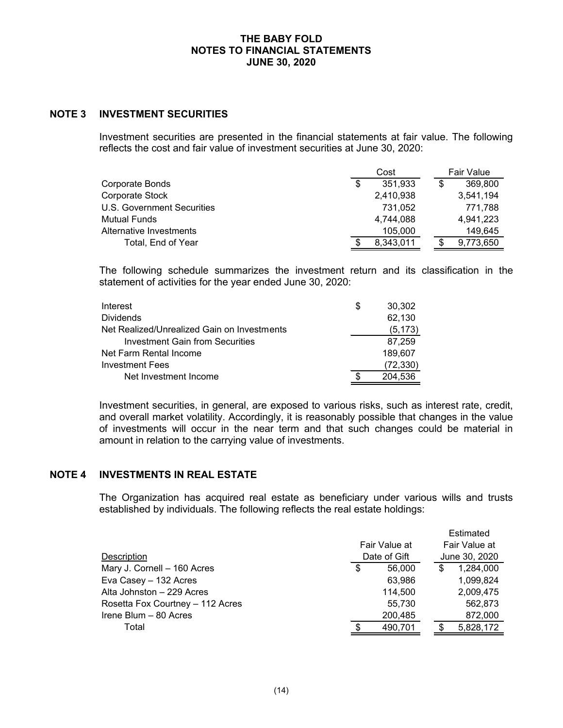## NOTE 3 INVESTMENT SECURITIES

Investment securities are presented in the financial statements at fair value. The following reflects the cost and fair value of investment securities at June 30, 2020:

| | Cost | Fair Value |
|---|---|---|
| Corporate Bonds | $ 351,933 | $ 369,800 |
| Corporate Stock | 2,410,938 | 3,541,194 |
| U.S. Government Securities | 731,052 | 771,788 |
| Mutual Funds | 4,744,088 | 4,941,223 |
| Alternative Investments | 105,000 | 149,645 |
| Total, End of Year | $ 8,343,011 | $ 9,773,650 |

The following schedule summarizes the investment return and its classification in the statement of activities for the year ended June 30, 2020:

| | |
|---|---|
| Interest | $ 30,302 |
| Dividends | 62,130 |
| Net Realized/Unrealized Gain on Investments | (5,173) |
| Investment Gain from Securities | 87,259 |
| Net Farm Rental Income | 189,607 |
| Investment Fees | (72,330) |
| Net Investment Income | $ 204,536 |

Investment securities, in general, are exposed to various risks, such as interest rate, credit, and overall market volatility. Accordingly, it is reasonably possible that changes in the value of investments will occur in the near term and that such changes could be material in amount in relation to the carrying value of investments.

## NOTE 4 INVESTMENTS IN REAL ESTATE

The Organization has acquired real estate as beneficiary under various wills and trusts established by individuals. The following reflects the real estate holdings:

| Description | Fair Value at Date of Gift | Estimated Fair Value at June 30, 2020 |
|---|---|---|
| Mary J. Cornell – 160 Acres | $ 56,000 | $ 1,284,000 |
| Eva Casey – 132 Acres | 63,986 | 1,099,824 |
| Alta Johnston – 229 Acres | 114,500 | 2,009,475 |
| Rosetta Fox Courtney – 112 Acres | 55,730 | 562,873 |
| Irene Blum – 80 Acres | 200,485 | 872,000 |
| Total | $ 490,701 | $ 5,828,172 |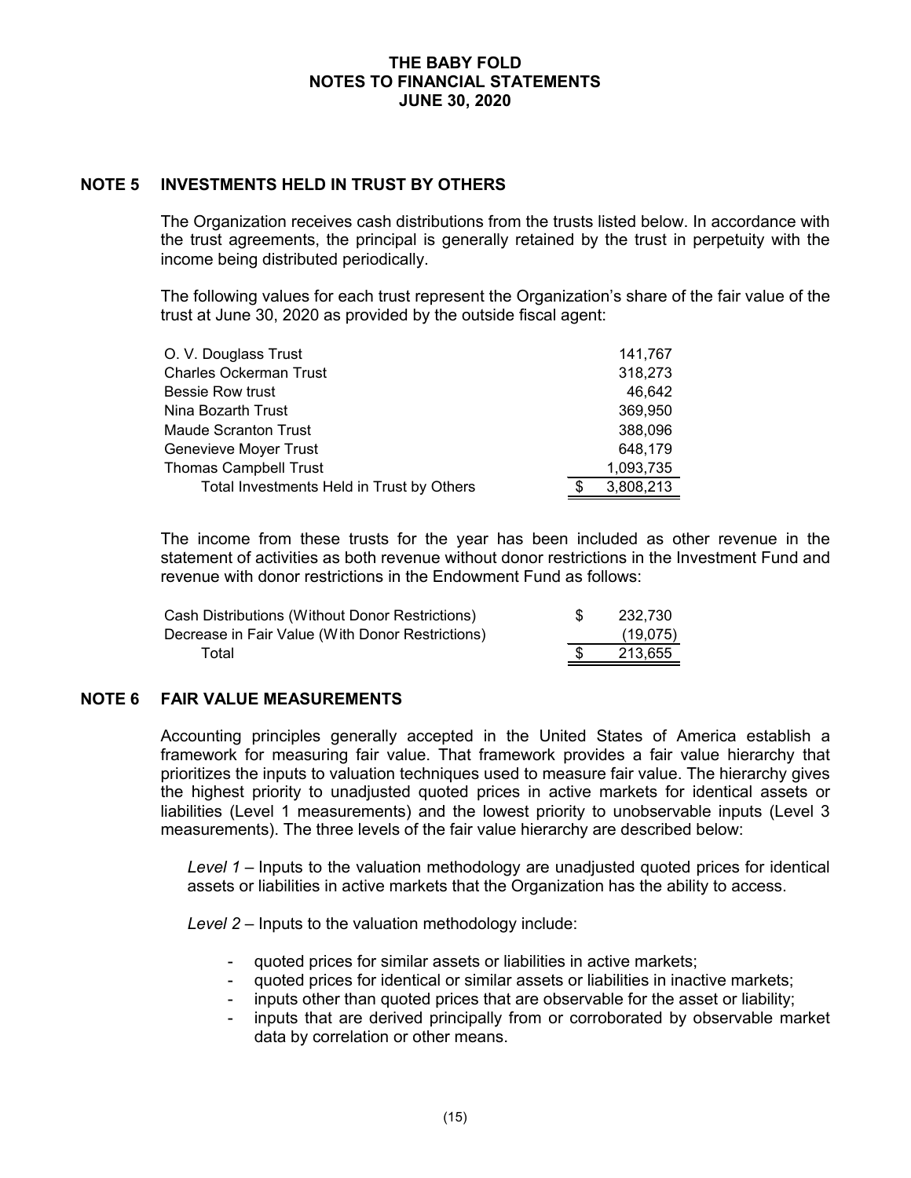## NOTE 5 INVESTMENTS HELD IN TRUST BY OTHERS

The Organization receives cash distributions from the trusts listed below. In accordance with the trust agreements, the principal is generally retained by the trust in perpetuity with the income being distributed periodically.

The following values for each trust represent the Organization's share of the fair value of the trust at June 30, 2020 as provided by the outside fiscal agent:

| | |
|---|---|
| O. V. Douglass Trust | 141,767 |
| Charles Ockerman Trust | 318,273 |
| Bessie Row trust | 46,642 |
| Nina Bozarth Trust | 369,950 |
| Maude Scranton Trust | 388,096 |
| Genevieve Moyer Trust | 648,179 |
| Thomas Campbell Trust | 1,093,735 |
| Total Investments Held in Trust by Others | $ 3,808,213 |

The income from these trusts for the year has been included as other revenue in the statement of activities as both revenue without donor restrictions in the Investment Fund and revenue with donor restrictions in the Endowment Fund as follows:

| | |
|---|---|
| Cash Distributions (Without Donor Restrictions) | $ 232,730 |
| Decrease in Fair Value (With Donor Restrictions) | (19,075) |
| Total | $ 213,655 |

## NOTE 6 FAIR VALUE MEASUREMENTS

Accounting principles generally accepted in the United States of America establish a framework for measuring fair value. That framework provides a fair value hierarchy that prioritizes the inputs to valuation techniques used to measure fair value. The hierarchy gives the highest priority to unadjusted quoted prices in active markets for identical assets or liabilities (Level 1 measurements) and the lowest priority to unobservable inputs (Level 3 measurements). The three levels of the fair value hierarchy are described below:

*Level 1* – Inputs to the valuation methodology are unadjusted quoted prices for identical assets or liabilities in active markets that the Organization has the ability to access.

*Level 2* – Inputs to the valuation methodology include:

- quoted prices for similar assets or liabilities in active markets;
- quoted prices for identical or similar assets or liabilities in inactive markets;
- inputs other than quoted prices that are observable for the asset or liability;
- inputs that are derived principally from or corroborated by observable market data by correlation or other means.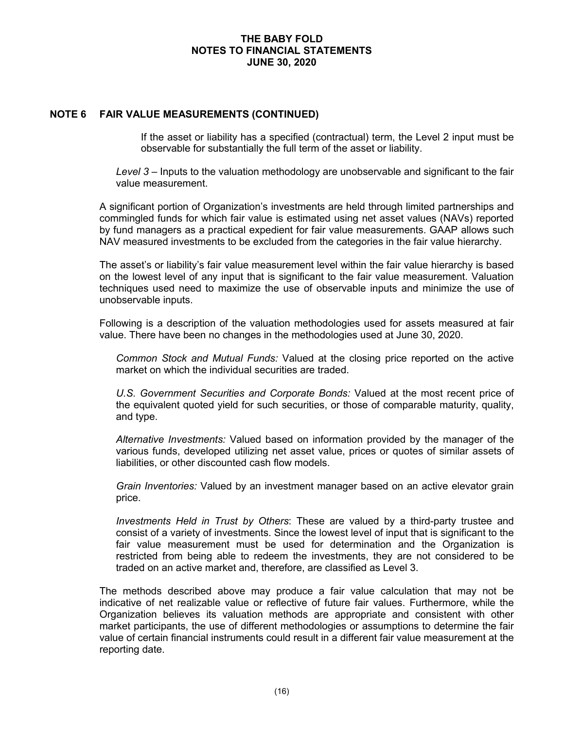## NOTE 6 FAIR VALUE MEASUREMENTS (CONTINUED)

If the asset or liability has a specified (contractual) term, the Level 2 input must be observable for substantially the full term of the asset or liability.

*Level 3* – Inputs to the valuation methodology are unobservable and significant to the fair value measurement.

A significant portion of Organization's investments are held through limited partnerships and commingled funds for which fair value is estimated using net asset values (NAVs) reported by fund managers as a practical expedient for fair value measurements. GAAP allows such NAV measured investments to be excluded from the categories in the fair value hierarchy.

The asset's or liability's fair value measurement level within the fair value hierarchy is based on the lowest level of any input that is significant to the fair value measurement. Valuation techniques used need to maximize the use of observable inputs and minimize the use of unobservable inputs.

Following is a description of the valuation methodologies used for assets measured at fair value. There have been no changes in the methodologies used at June 30, 2020.

*Common Stock and Mutual Funds:* Valued at the closing price reported on the active market on which the individual securities are traded.

*U.S. Government Securities and Corporate Bonds:* Valued at the most recent price of the equivalent quoted yield for such securities, or those of comparable maturity, quality, and type.

*Alternative Investments:* Valued based on information provided by the manager of the various funds, developed utilizing net asset value, prices or quotes of similar assets of liabilities, or other discounted cash flow models.

*Grain Inventories:* Valued by an investment manager based on an active elevator grain price.

*Investments Held in Trust by Others*: These are valued by a third-party trustee and consist of a variety of investments. Since the lowest level of input that is significant to the fair value measurement must be used for determination and the Organization is restricted from being able to redeem the investments, they are not considered to be traded on an active market and, therefore, are classified as Level 3.

The methods described above may produce a fair value calculation that may not be indicative of net realizable value or reflective of future fair values. Furthermore, while the Organization believes its valuation methods are appropriate and consistent with other market participants, the use of different methodologies or assumptions to determine the fair value of certain financial instruments could result in a different fair value measurement at the reporting date.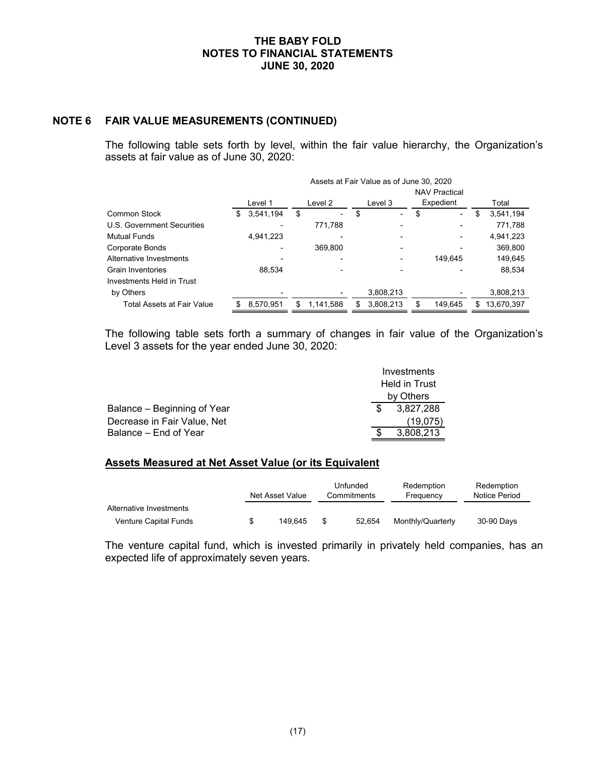# NOTE 6 FAIR VALUE MEASUREMENTS (CONTINUED)

The following table sets forth by level, within the fair value hierarchy, the Organization's assets at fair value as of June 30, 2020:

| | Assets at Fair Value as of June 30, 2020 | | | | |
|---|---|---|---|---|---|
| | Level 1 | Level 2 | Level 3 | NAV Practical Expedient | Total |
| Common Stock | $ 3,541,194 | $ - | $ - | $ - | $ 3,541,194 |
| U.S. Government Securities | - | 771,788 | - | - | 771,788 |
| Mutual Funds | 4,941,223 | - | - | - | 4,941,223 |
| Corporate Bonds | - | 369,800 | - | - | 369,800 |
| Alternative Investments | - | - | - | 149,645 | 149,645 |
| Grain Inventories | 88,534 | - | - | - | 88,534 |
| Investments Held in Trust by Others | - | - | 3,808,213 | - | 3,808,213 |
| Total Assets at Fair Value | $ 8,570,951 | $ 1,141,588 | $ 3,808,213 | $ 149,645 | $ 13,670,397 |

The following table sets forth a summary of changes in fair value of the Organization's Level 3 assets for the year ended June 30, 2020:

| | Investments Held in Trust by Others |
|---|---|
| Balance – Beginning of Year | $ 3,827,288 |
| Decrease in Fair Value, Net | (19,075) |
| Balance – End of Year | $ 3,808,213 |

## Assets Measured at Net Asset Value (or its Equivalent

| | Net Asset Value | Unfunded Commitments | Redemption Frequency | Redemption Notice Period |
|---|---|---|---|---|
| Alternative Investments | | | | |
| Venture Capital Funds | $ 149,645 | $ 52,654 | Monthly/Quarterly | 30-90 Days |

The venture capital fund, which is invested primarily in privately held companies, has an expected life of approximately seven years.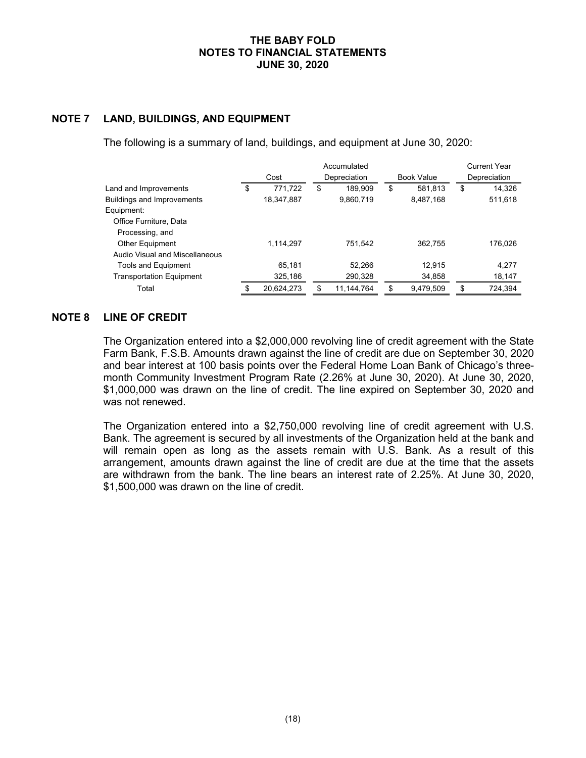## NOTE 7 LAND, BUILDINGS, AND EQUIPMENT

The following is a summary of land, buildings, and equipment at June 30, 2020:

| | Cost | Accumulated Depreciation | Book Value | Current Year Depreciation |
|---|---|---|---|---|
| Land and Improvements | $ 771,722 | $ 189,909 | $ 581,813 | $ 14,326 |
| Buildings and Improvements | 18,347,887 | 9,860,719 | 8,487,168 | 511,618 |
| Equipment: | | | | |
| Office Furniture, Data Processing, and Other Equipment | 1,114,297 | 751,542 | 362,755 | 176,026 |
| Audio Visual and Miscellaneous Tools and Equipment | 65,181 | 52,266 | 12,915 | 4,277 |
| Transportation Equipment | 325,186 | 290,328 | 34,858 | 18,147 |
| Total | $ 20,624,273 | $ 11,144,764 | $ 9,479,509 | $ 724,394 |

## NOTE 8 LINE OF CREDIT

The Organization entered into a $2,000,000 revolving line of credit agreement with the State Farm Bank, F.S.B. Amounts drawn against the line of credit are due on September 30, 2020 and bear interest at 100 basis points over the Federal Home Loan Bank of Chicago's three-month Community Investment Program Rate (2.26% at June 30, 2020). At June 30, 2020, $1,000,000 was drawn on the line of credit. The line expired on September 30, 2020 and was not renewed.

The Organization entered into a $2,750,000 revolving line of credit agreement with U.S. Bank. The agreement is secured by all investments of the Organization held at the bank and will remain open as long as the assets remain with U.S. Bank. As a result of this arrangement, amounts drawn against the line of credit are due at the time that the assets are withdrawn from the bank. The line bears an interest rate of 2.25%. At June 30, 2020, $1,500,000 was drawn on the line of credit.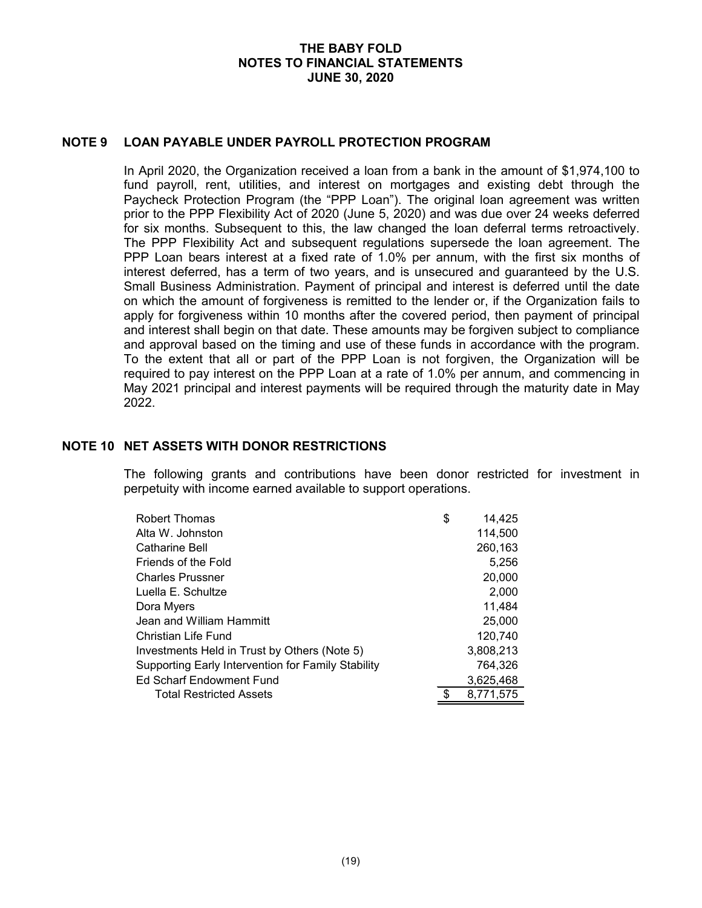# THE BABY FOLD
# NOTES TO FINANCIAL STATEMENTS
# JUNE 30, 2020

## NOTE 9 LOAN PAYABLE UNDER PAYROLL PROTECTION PROGRAM

In April 2020, the Organization received a loan from a bank in the amount of $1,974,100 to fund payroll, rent, utilities, and interest on mortgages and existing debt through the Paycheck Protection Program (the "PPP Loan"). The original loan agreement was written prior to the PPP Flexibility Act of 2020 (June 5, 2020) and was due over 24 weeks deferred for six months. Subsequent to this, the law changed the loan deferral terms retroactively. The PPP Flexibility Act and subsequent regulations supersede the loan agreement. The PPP Loan bears interest at a fixed rate of 1.0% per annum, with the first six months of interest deferred, has a term of two years, and is unsecured and guaranteed by the U.S. Small Business Administration. Payment of principal and interest is deferred until the date on which the amount of forgiveness is remitted to the lender or, if the Organization fails to apply for forgiveness within 10 months after the covered period, then payment of principal and interest shall begin on that date. These amounts may be forgiven subject to compliance and approval based on the timing and use of these funds in accordance with the program. To the extent that all or part of the PPP Loan is not forgiven, the Organization will be required to pay interest on the PPP Loan at a rate of 1.0% per annum, and commencing in May 2021 principal and interest payments will be required through the maturity date in May 2022.

## NOTE 10 NET ASSETS WITH DONOR RESTRICTIONS

The following grants and contributions have been donor restricted for investment in perpetuity with income earned available to support operations.

| | |
|---|---|
| Robert Thomas | $ 14,425 |
| Alta W. Johnston | 114,500 |
| Catharine Bell | 260,163 |
| Friends of the Fold | 5,256 |
| Charles Prussner | 20,000 |
| Luella E. Schultze | 2,000 |
| Dora Myers | 11,484 |
| Jean and William Hammitt | 25,000 |
| Christian Life Fund | 120,740 |
| Investments Held in Trust by Others (Note 5) | 3,808,213 |
| Supporting Early Intervention for Family Stability | 764,326 |
| Ed Scharf Endowment Fund | 3,625,468 |
| Total Restricted Assets | $ 8,771,575 |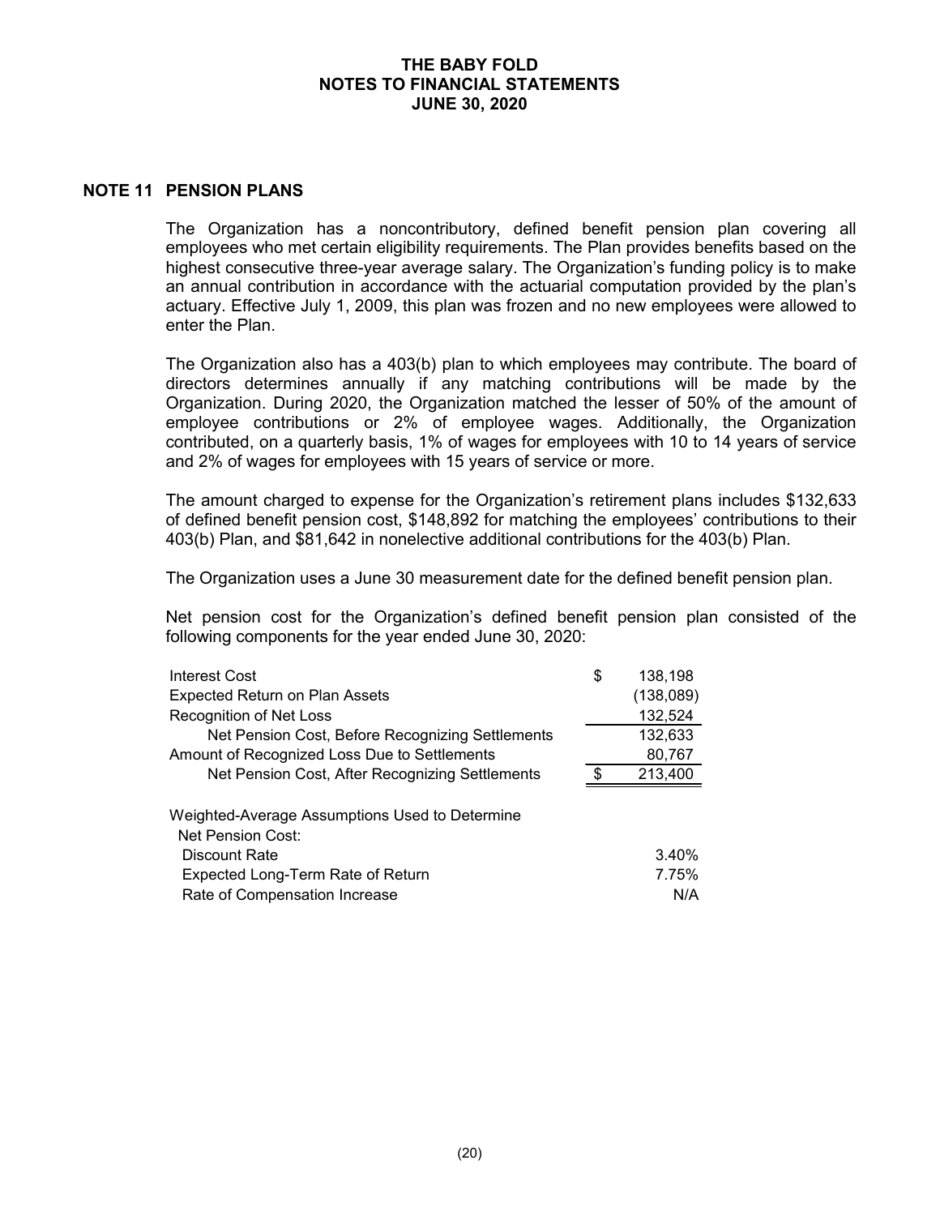## NOTE 11 PENSION PLANS

The Organization has a noncontributory, defined benefit pension plan covering all employees who met certain eligibility requirements. The Plan provides benefits based on the highest consecutive three-year average salary. The Organization's funding policy is to make an annual contribution in accordance with the actuarial computation provided by the plan's actuary. Effective July 1, 2009, this plan was frozen and no new employees were allowed to enter the Plan.

The Organization also has a 403(b) plan to which employees may contribute. The board of directors determines annually if any matching contributions will be made by the Organization. During 2020, the Organization matched the lesser of 50% of the amount of employee contributions or 2% of employee wages. Additionally, the Organization contributed, on a quarterly basis, 1% of wages for employees with 10 to 14 years of service and 2% of wages for employees with 15 years of service or more.

The amount charged to expense for the Organization's retirement plans includes $132,633 of defined benefit pension cost, $148,892 for matching the employees' contributions to their 403(b) Plan, and $81,642 in nonelective additional contributions for the 403(b) Plan.

The Organization uses a June 30 measurement date for the defined benefit pension plan.

Net pension cost for the Organization's defined benefit pension plan consisted of the following components for the year ended June 30, 2020:

| | |
|---|---|
| Interest Cost | $ 138,198 |
| Expected Return on Plan Assets | (138,089) |
| Recognition of Net Loss | 132,524 |
| Net Pension Cost, Before Recognizing Settlements | 132,633 |
| Amount of Recognized Loss Due to Settlements | 80,767 |
| Net Pension Cost, After Recognizing Settlements | $ 213,400 |
| | |
| Weighted-Average Assumptions Used to Determine Net Pension Cost: | |
| Discount Rate | 3.40% |
| Expected Long-Term Rate of Return | 7.75% |
| Rate of Compensation Increase | N/A |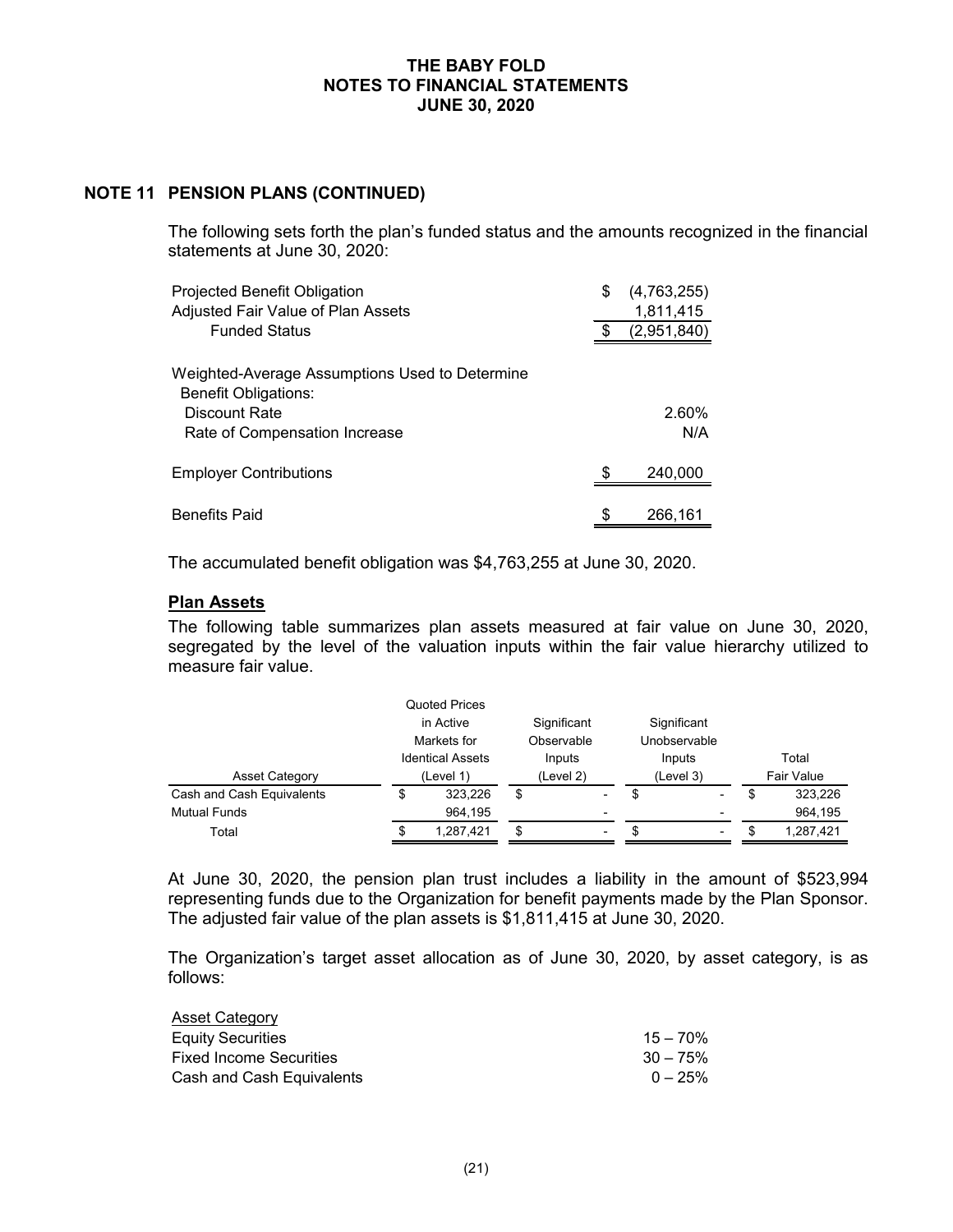# THE BABY FOLD
# NOTES TO FINANCIAL STATEMENTS
# JUNE 30, 2020

## NOTE 11 PENSION PLANS (CONTINUED)

The following sets forth the plan's funded status and the amounts recognized in the financial statements at June 30, 2020:

| | |
|---|---|
| Projected Benefit Obligation | $ (4,763,255) |
| Adjusted Fair Value of Plan Assets | 1,811,415 |
| Funded Status | $ (2,951,840) |
| | |
| Weighted-Average Assumptions Used to Determine Benefit Obligations: | |
| Discount Rate | 2.60% |
| Rate of Compensation Increase | N/A |
| | |
| Employer Contributions | $ 240,000 |
| | |
| Benefits Paid | $ 266,161 |

The accumulated benefit obligation was $4,763,255 at June 30, 2020.

### Plan Assets

The following table summarizes plan assets measured at fair value on June 30, 2020, segregated by the level of the valuation inputs within the fair value hierarchy utilized to measure fair value.

| Asset Category | Quoted Prices in Active Markets for Identical Assets (Level 1) | Significant Observable Inputs (Level 2) | Significant Unobservable Inputs (Level 3) | Total Fair Value |
|---|---|---|---|---|
| Cash and Cash Equivalents | $ 323,226 | $ - | $ - | $ 323,226 |
| Mutual Funds | 964,195 | - | - | 964,195 |
| Total | $ 1,287,421 | $ - | $ - | $ 1,287,421 |

At June 30, 2020, the pension plan trust includes a liability in the amount of $523,994 representing funds due to the Organization for benefit payments made by the Plan Sponsor. The adjusted fair value of the plan assets is $1,811,415 at June 30, 2020.

The Organization's target asset allocation as of June 30, 2020, by asset category, is as follows:

| Asset Category | |
|---|---|
| Equity Securities | 15 – 70% |
| Fixed Income Securities | 30 – 75% |
| Cash and Cash Equivalents | 0 – 25% |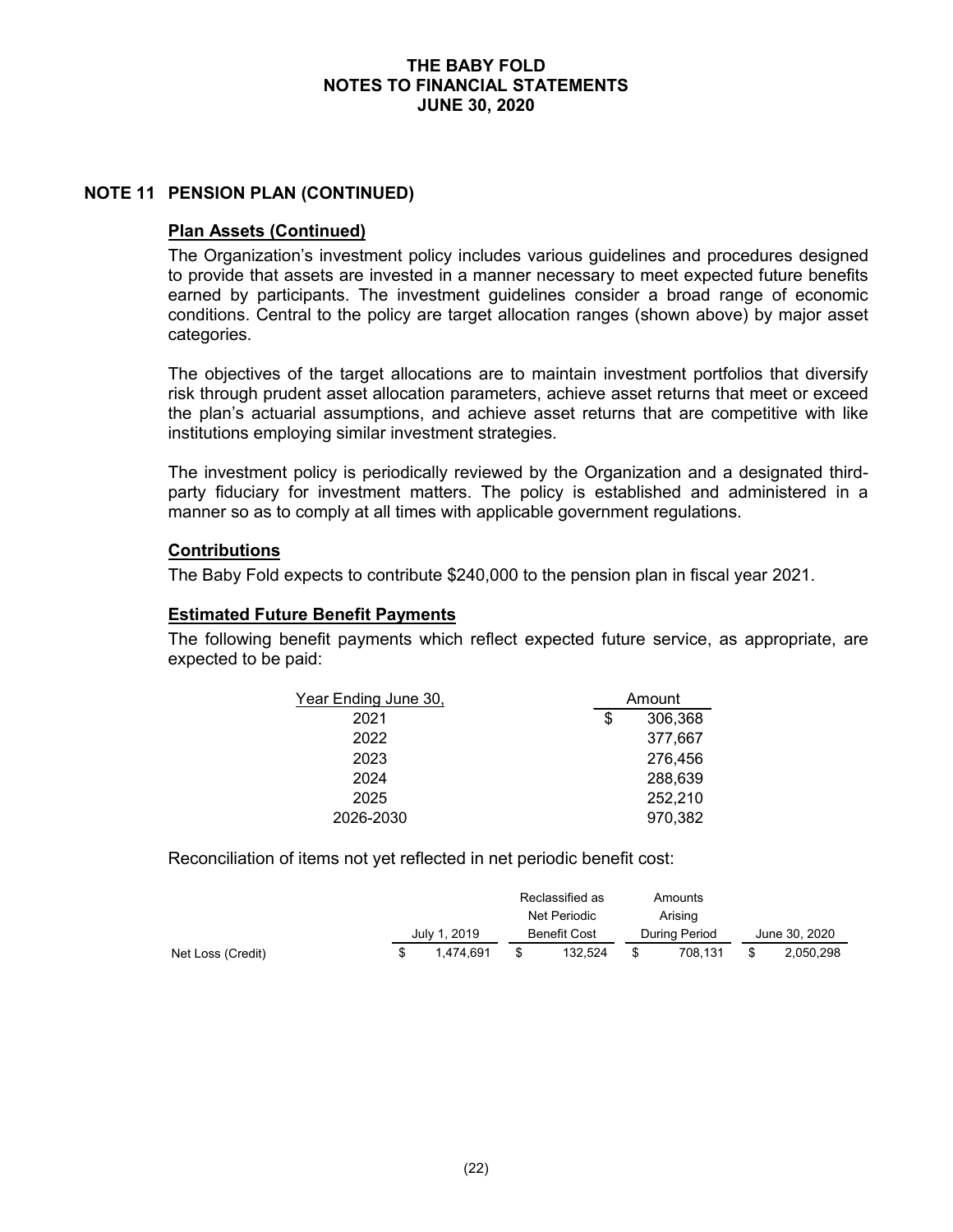# THE BABY FOLD
# NOTES TO FINANCIAL STATEMENTS
# JUNE 30, 2020

## NOTE 11 PENSION PLAN (CONTINUED)

### Plan Assets (Continued)

The Organization's investment policy includes various guidelines and procedures designed to provide that assets are invested in a manner necessary to meet expected future benefits earned by participants. The investment guidelines consider a broad range of economic conditions. Central to the policy are target allocation ranges (shown above) by major asset categories.

The objectives of the target allocations are to maintain investment portfolios that diversify risk through prudent asset allocation parameters, achieve asset returns that meet or exceed the plan's actuarial assumptions, and achieve asset returns that are competitive with like institutions employing similar investment strategies.

The investment policy is periodically reviewed by the Organization and a designated third-party fiduciary for investment matters. The policy is established and administered in a manner so as to comply at all times with applicable government regulations.

### Contributions

The Baby Fold expects to contribute $240,000 to the pension plan in fiscal year 2021.

### Estimated Future Benefit Payments

The following benefit payments which reflect expected future service, as appropriate, are expected to be paid:

| Year Ending June 30, | Amount |
|---|---|
| 2021 | $ 306,368 |
| 2022 | 377,667 |
| 2023 | 276,456 |
| 2024 | 288,639 |
| 2025 | 252,210 |
| 2026-2030 | 970,382 |

Reconciliation of items not yet reflected in net periodic benefit cost:

| | July 1, 2019 | Reclassified as Net Periodic Benefit Cost | Amounts Arising During Period | June 30, 2020 |
|---|---|---|---|---|
| Net Loss (Credit) | $ 1,474,691 | $ 132,524 | $ 708,131 | $ 2,050,298 |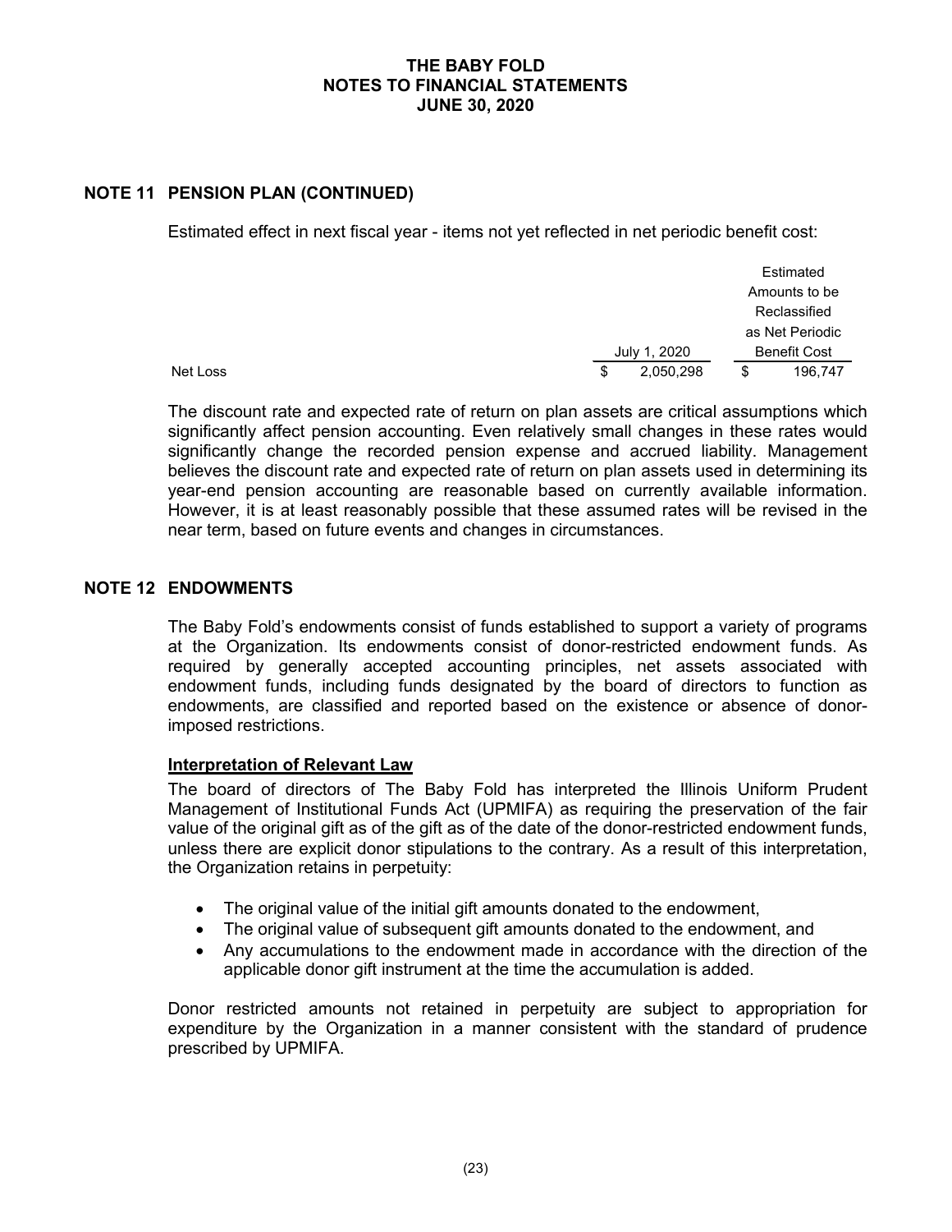# THE BABY FOLD
# NOTES TO FINANCIAL STATEMENTS
# JUNE 30, 2020

## NOTE 11 PENSION PLAN (CONTINUED)

Estimated effect in next fiscal year - items not yet reflected in net periodic benefit cost:

| | July 1, 2020 | Estimated Amounts to be Reclassified as Net Periodic Benefit Cost |
|---|---|---|
| Net Loss | $ 2,050,298 | $ 196,747 |

The discount rate and expected rate of return on plan assets are critical assumptions which significantly affect pension accounting. Even relatively small changes in these rates would significantly change the recorded pension expense and accrued liability. Management believes the discount rate and expected rate of return on plan assets used in determining its year-end pension accounting are reasonable based on currently available information. However, it is at least reasonably possible that these assumed rates will be revised in the near term, based on future events and changes in circumstances.

## NOTE 12 ENDOWMENTS

The Baby Fold's endowments consist of funds established to support a variety of programs at the Organization. Its endowments consist of donor-restricted endowment funds. As required by generally accepted accounting principles, net assets associated with endowment funds, including funds designated by the board of directors to function as endowments, are classified and reported based on the existence or absence of donor-imposed restrictions.

### Interpretation of Relevant Law

The board of directors of The Baby Fold has interpreted the Illinois Uniform Prudent Management of Institutional Funds Act (UPMIFA) as requiring the preservation of the fair value of the original gift as of the gift as of the date of the donor-restricted endowment funds, unless there are explicit donor stipulations to the contrary. As a result of this interpretation, the Organization retains in perpetuity:

- The original value of the initial gift amounts donated to the endowment,
- The original value of subsequent gift amounts donated to the endowment, and
- Any accumulations to the endowment made in accordance with the direction of the applicable donor gift instrument at the time the accumulation is added.

Donor restricted amounts not retained in perpetuity are subject to appropriation for expenditure by the Organization in a manner consistent with the standard of prudence prescribed by UPMIFA.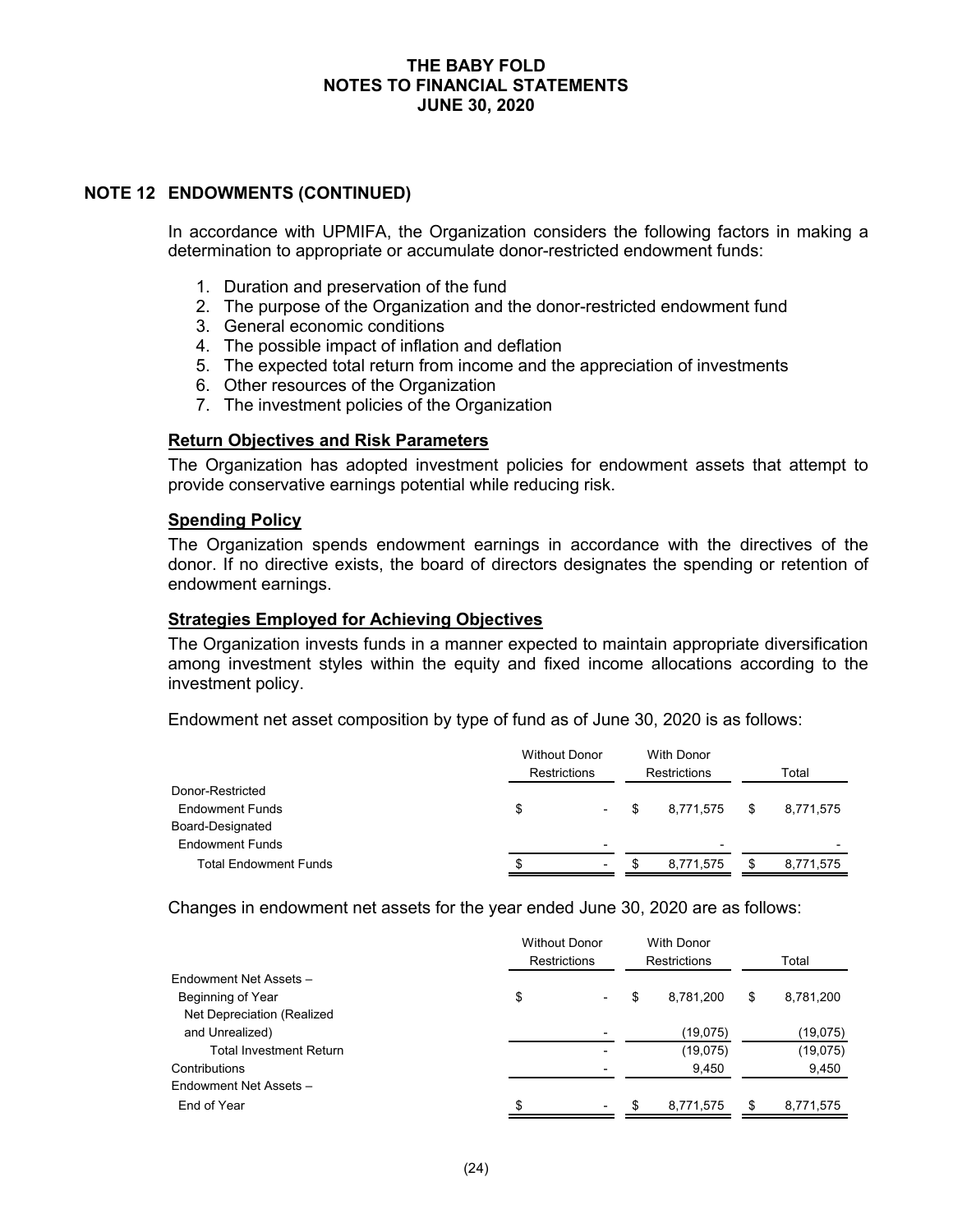**THE BABY FOLD**
**NOTES TO FINANCIAL STATEMENTS**
**JUNE 30, 2020**

## NOTE 12 ENDOWMENTS (CONTINUED)

In accordance with UPMIFA, the Organization considers the following factors in making a determination to appropriate or accumulate donor-restricted endowment funds:

1. Duration and preservation of the fund
2. The purpose of the Organization and the donor-restricted endowment fund
3. General economic conditions
4. The possible impact of inflation and deflation
5. The expected total return from income and the appreciation of investments
6. Other resources of the Organization
7. The investment policies of the Organization

### Return Objectives and Risk Parameters

The Organization has adopted investment policies for endowment assets that attempt to provide conservative earnings potential while reducing risk.

### Spending Policy

The Organization spends endowment earnings in accordance with the directives of the donor. If no directive exists, the board of directors designates the spending or retention of endowment earnings.

### Strategies Employed for Achieving Objectives

The Organization invests funds in a manner expected to maintain appropriate diversification among investment styles within the equity and fixed income allocations according to the investment policy.

Endowment net asset composition by type of fund as of June 30, 2020 is as follows:

| | Without Donor Restrictions | With Donor Restrictions | Total |
|---|---|---|---|
| Donor-Restricted Endowment Funds | $ - | $ 8,771,575 | $ 8,771,575 |
| Board-Designated Endowment Funds | - | - | - |
| Total Endowment Funds | $ - | $ 8,771,575 | $ 8,771,575 |

Changes in endowment net assets for the year ended June 30, 2020 are as follows:

| | Without Donor Restrictions | With Donor Restrictions | Total |
|---|---|---|---|
| Endowment Net Assets – Beginning of Year | $ - | $ 8,781,200 | $ 8,781,200 |
| Net Depreciation (Realized and Unrealized) | - | (19,075) | (19,075) |
| Total Investment Return | - | (19,075) | (19,075) |
| Contributions | - | 9,450 | 9,450 |
| Endowment Net Assets – End of Year | $ - | $ 8,771,575 | $ 8,771,575 |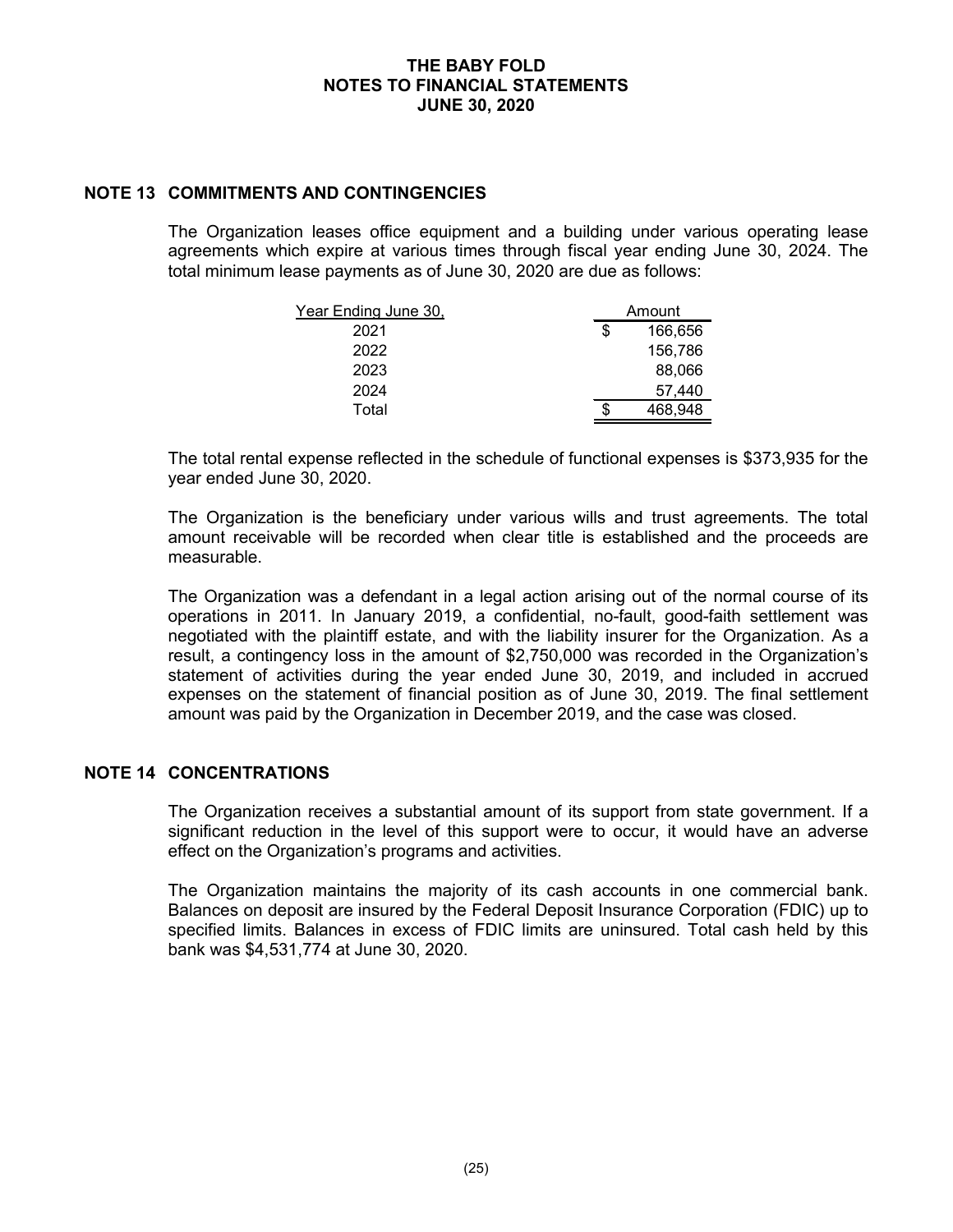# THE BABY FOLD
## NOTES TO FINANCIAL STATEMENTS
## JUNE 30, 2020

## NOTE 13 COMMITMENTS AND CONTINGENCIES

The Organization leases office equipment and a building under various operating lease agreements which expire at various times through fiscal year ending June 30, 2024. The total minimum lease payments as of June 30, 2020 are due as follows:

| Year Ending June 30, | Amount |
|---|---|
| 2021 | $ 166,656 |
| 2022 | 156,786 |
| 2023 | 88,066 |
| 2024 | 57,440 |
| Total | $ 468,948 |

The total rental expense reflected in the schedule of functional expenses is $373,935 for the year ended June 30, 2020.

The Organization is the beneficiary under various wills and trust agreements. The total amount receivable will be recorded when clear title is established and the proceeds are measurable.

The Organization was a defendant in a legal action arising out of the normal course of its operations in 2011. In January 2019, a confidential, no-fault, good-faith settlement was negotiated with the plaintiff estate, and with the liability insurer for the Organization. As a result, a contingency loss in the amount of $2,750,000 was recorded in the Organization's statement of activities during the year ended June 30, 2019, and included in accrued expenses on the statement of financial position as of June 30, 2019. The final settlement amount was paid by the Organization in December 2019, and the case was closed.

## NOTE 14 CONCENTRATIONS

The Organization receives a substantial amount of its support from state government. If a significant reduction in the level of this support were to occur, it would have an adverse effect on the Organization's programs and activities.

The Organization maintains the majority of its cash accounts in one commercial bank. Balances on deposit are insured by the Federal Deposit Insurance Corporation (FDIC) up to specified limits. Balances in excess of FDIC limits are uninsured. Total cash held by this bank was $4,531,774 at June 30, 2020.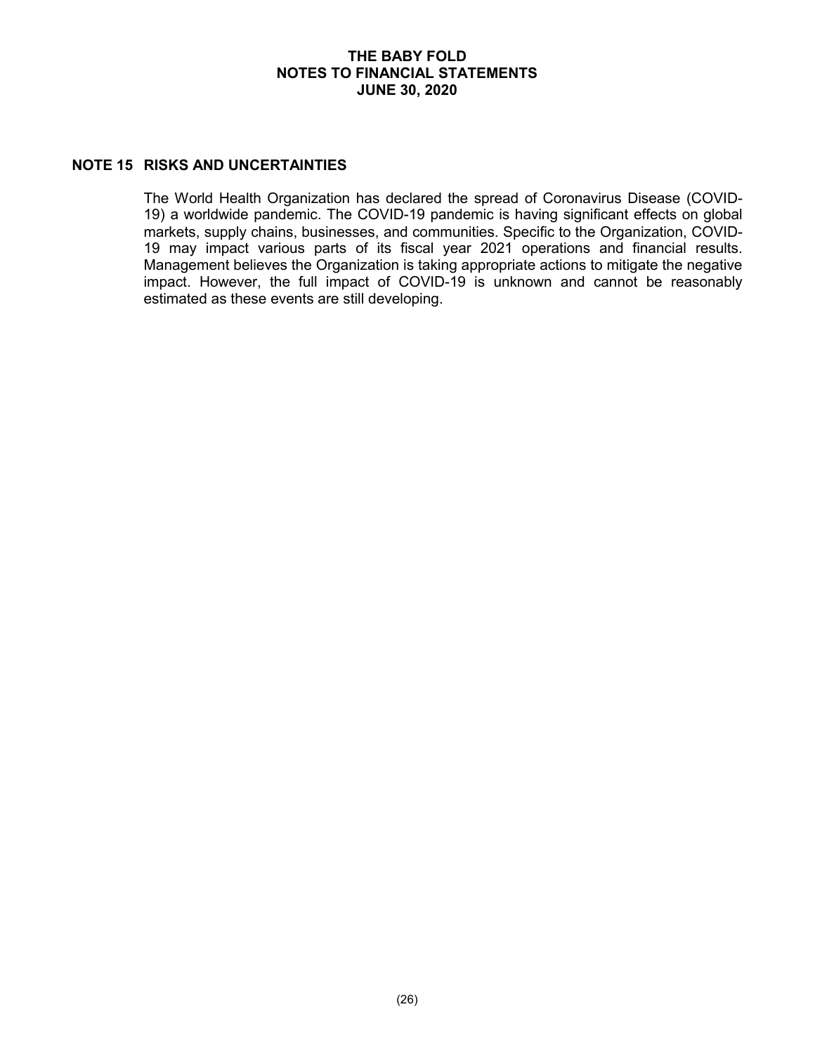## NOTE 15 RISKS AND UNCERTAINTIES

The World Health Organization has declared the spread of Coronavirus Disease (COVID-19) a worldwide pandemic. The COVID-19 pandemic is having significant effects on global markets, supply chains, businesses, and communities. Specific to the Organization, COVID-19 may impact various parts of its fiscal year 2021 operations and financial results. Management believes the Organization is taking appropriate actions to mitigate the negative impact. However, the full impact of COVID-19 is unknown and cannot be reasonably estimated as these events are still developing.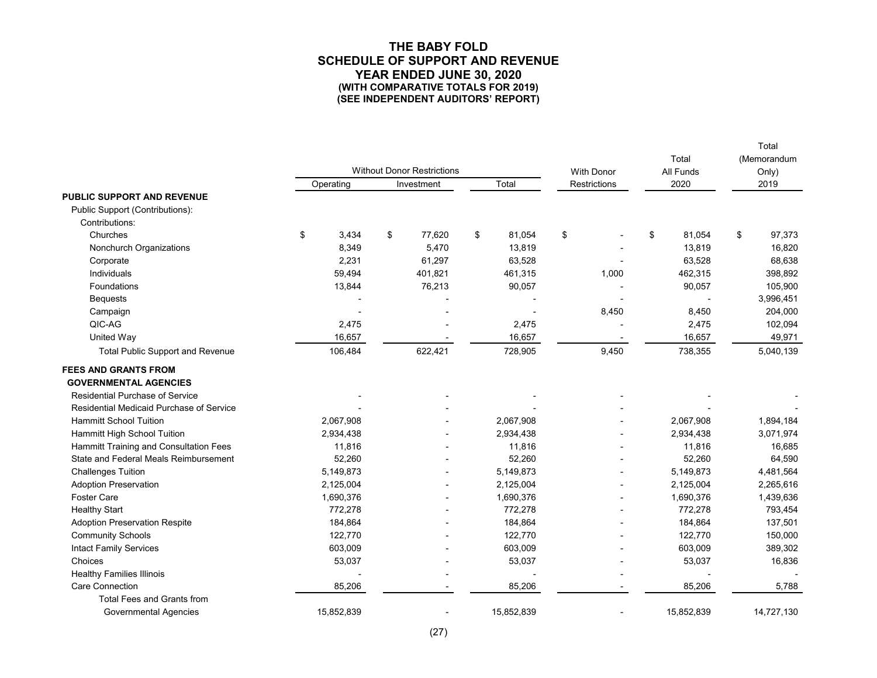# THE BABY FOLD
## SCHEDULE OF SUPPORT AND REVENUE
## YEAR ENDED JUNE 30, 2020
### (WITH COMPARATIVE TOTALS FOR 2019)
### (SEE INDEPENDENT AUDITORS' REPORT)

| | Without Donor Restrictions | | | With Donor | Total All Funds | Total (Memorandum Only) |
|---|---|---|---|---|---|---|
| | Operating | Investment | Total | Restrictions | 2020 | 2019 |
| **PUBLIC SUPPORT AND REVENUE** | | | | | | |
| Public Support (Contributions): | | | | | | |
| Contributions: | | | | | | |
| Churches | $ 3,434 | $ 77,620 | $ 81,054 | $ - | $ 81,054 | $ 97,373 |
| Nonchurch Organizations | 8,349 | 5,470 | 13,819 | - | 13,819 | 16,820 |
| Corporate | 2,231 | 61,297 | 63,528 | - | 63,528 | 68,638 |
| Individuals | 59,494 | 401,821 | 461,315 | 1,000 | 462,315 | 398,892 |
| Foundations | 13,844 | 76,213 | 90,057 | - | 90,057 | 105,900 |
| Bequests | - | - | - | - | - | 3,996,451 |
| Campaign | - | - | - | 8,450 | 8,450 | 204,000 |
| QIC-AG | 2,475 | - | 2,475 | - | 2,475 | 102,094 |
| United Way | 16,657 | - | 16,657 | - | 16,657 | 49,971 |
| Total Public Support and Revenue | 106,484 | 622,421 | 728,905 | 9,450 | 738,355 | 5,040,139 |
| **FEES AND GRANTS FROM GOVERNMENTAL AGENCIES** | | | | | | |
| Residential Purchase of Service | - | - | - | - | - | - |
| Residential Medicaid Purchase of Service | - | - | - | - | - | - |
| Hammitt School Tuition | 2,067,908 | - | 2,067,908 | - | 2,067,908 | 1,894,184 |
| Hammitt High School Tuition | 2,934,438 | - | 2,934,438 | - | 2,934,438 | 3,071,974 |
| Hammitt Training and Consultation Fees | 11,816 | - | 11,816 | - | 11,816 | 16,685 |
| State and Federal Meals Reimbursement | 52,260 | - | 52,260 | - | 52,260 | 64,590 |
| Challenges Tuition | 5,149,873 | - | 5,149,873 | - | 5,149,873 | 4,481,564 |
| Adoption Preservation | 2,125,004 | - | 2,125,004 | - | 2,125,004 | 2,265,616 |
| Foster Care | 1,690,376 | - | 1,690,376 | - | 1,690,376 | 1,439,636 |
| Healthy Start | 772,278 | - | 772,278 | - | 772,278 | 793,454 |
| Adoption Preservation Respite | 184,864 | - | 184,864 | - | 184,864 | 137,501 |
| Community Schools | 122,770 | - | 122,770 | - | 122,770 | 150,000 |
| Intact Family Services | 603,009 | - | 603,009 | - | 603,009 | 389,302 |
| Choices | 53,037 | - | 53,037 | - | 53,037 | 16,836 |
| Healthy Families Illinois | - | - | - | - | - | - |
| Care Connection | 85,206 | - | 85,206 | - | 85,206 | 5,788 |
| Total Fees and Grants from Governmental Agencies | 15,852,839 | - | 15,852,839 | - | 15,852,839 | 14,727,130 |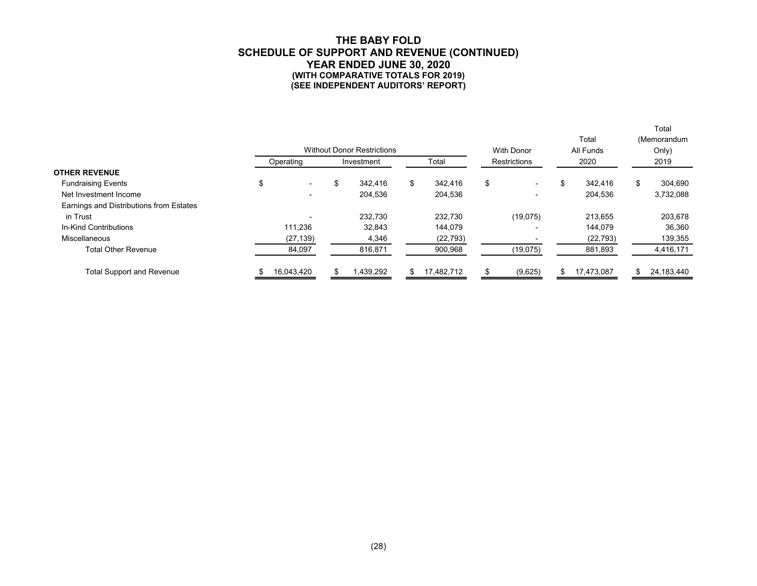# THE BABY FOLD
## SCHEDULE OF SUPPORT AND REVENUE (CONTINUED)
### YEAR ENDED JUNE 30, 2020
**(WITH COMPARATIVE TOTALS FOR 2019)**
**(SEE INDEPENDENT AUDITORS' REPORT)**

| | Without Donor Restrictions | | | With Donor | Total All Funds | Total (Memorandum Only) |
|---|---|---|---|---|---|---|
| | Operating | Investment | Total | Restrictions | 2020 | 2019 |
| **OTHER REVENUE** | | | | | | |
| Fundraising Events | $ - | $ 342,416 | $ 342,416 | $ - | $ 342,416 | $ 304,690 |
| Net Investment Income | - | 204,536 | 204,536 | - | 204,536 | 3,732,088 |
| Earnings and Distributions from Estates in Trust | - | 232,730 | 232,730 | (19,075) | 213,655 | 203,678 |
| In-Kind Contributions | 111,236 | 32,843 | 144,079 | - | 144,079 | 36,360 |
| Miscellaneous | (27,139) | 4,346 | (22,793) | - | (22,793) | 139,355 |
| Total Other Revenue | 84,097 | 816,871 | 900,968 | (19,075) | 881,893 | 4,416,171 |
| Total Support and Revenue | $ 16,043,420 | $ 1,439,292 | $ 17,482,712 | $ (9,625) | $ 17,473,087 | $ 24,183,440 |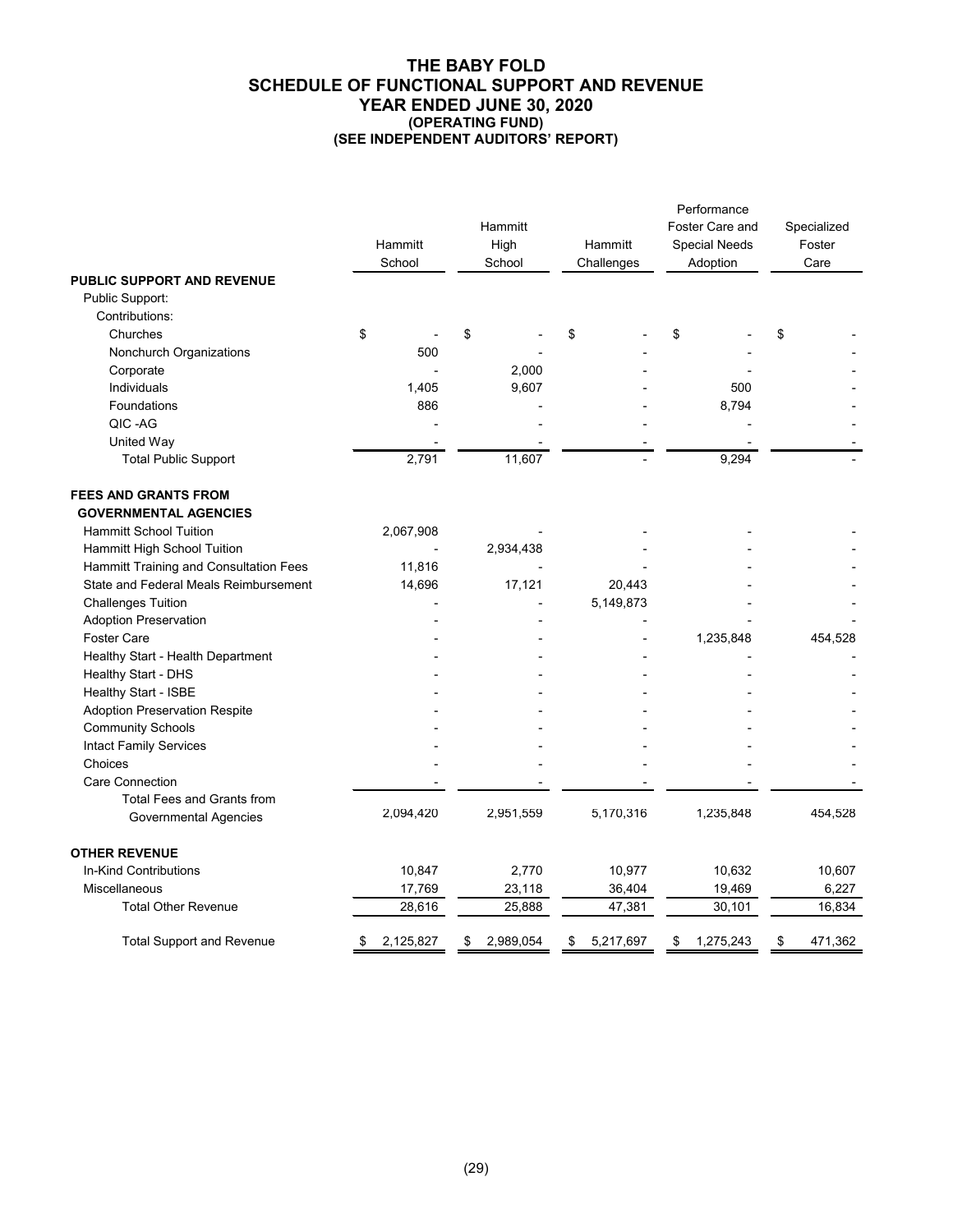# THE BABY FOLD
## SCHEDULE OF FUNCTIONAL SUPPORT AND REVENUE
## YEAR ENDED JUNE 30, 2020
### (OPERATING FUND)
### (SEE INDEPENDENT AUDITORS' REPORT)

| | Hammitt School | Hammitt High School | Hammitt Challenges | Performance Foster Care and Special Needs Adoption | Specialized Foster Care |
|---|---|---|---|---|---|
| **PUBLIC SUPPORT AND REVENUE** | | | | | |
| Public Support: | | | | | |
| Contributions: | | | | | |
| Churches | $ - | $ - | $ - | $ - | $ - |
| Nonchurch Organizations | 500 | - | - | - | - |
| Corporate | - | 2,000 | - | - | - |
| Individuals | 1,405 | 9,607 | - | 500 | - |
| Foundations | 886 | - | - | 8,794 | - |
| QIC -AG | - | - | - | - | - |
| United Way | - | - | - | - | - |
| Total Public Support | 2,791 | 11,607 | - | 9,294 | - |
| **FEES AND GRANTS FROM GOVERNMENTAL AGENCIES** | | | | | |
| Hammitt School Tuition | 2,067,908 | - | - | - | - |
| Hammitt High School Tuition | - | 2,934,438 | - | - | - |
| Hammitt Training and Consultation Fees | 11,816 | - | - | - | - |
| State and Federal Meals Reimbursement | 14,696 | 17,121 | 20,443 | - | - |
| Challenges Tuition | - | - | 5,149,873 | - | - |
| Adoption Preservation | - | - | - | - | - |
| Foster Care | - | - | - | 1,235,848 | 454,528 |
| Healthy Start - Health Department | - | - | - | - | - |
| Healthy Start - DHS | - | - | - | - | - |
| Healthy Start - ISBE | - | - | - | - | - |
| Adoption Preservation Respite | - | - | - | - | - |
| Community Schools | - | - | - | - | - |
| Intact Family Services | - | - | - | - | - |
| Choices | - | - | - | - | - |
| Care Connection | - | - | - | - | - |
| Total Fees and Grants from Governmental Agencies | 2,094,420 | 2,951,559 | 5,170,316 | 1,235,848 | 454,528 |
| **OTHER REVENUE** | | | | | |
| In-Kind Contributions | 10,847 | 2,770 | 10,977 | 10,632 | 10,607 |
| Miscellaneous | 17,769 | 23,118 | 36,404 | 19,469 | 6,227 |
| Total Other Revenue | 28,616 | 25,888 | 47,381 | 30,101 | 16,834 |
| Total Support and Revenue | $ 2,125,827 | $ 2,989,054 | $ 5,217,697 | $ 1,275,243 | $ 471,362 |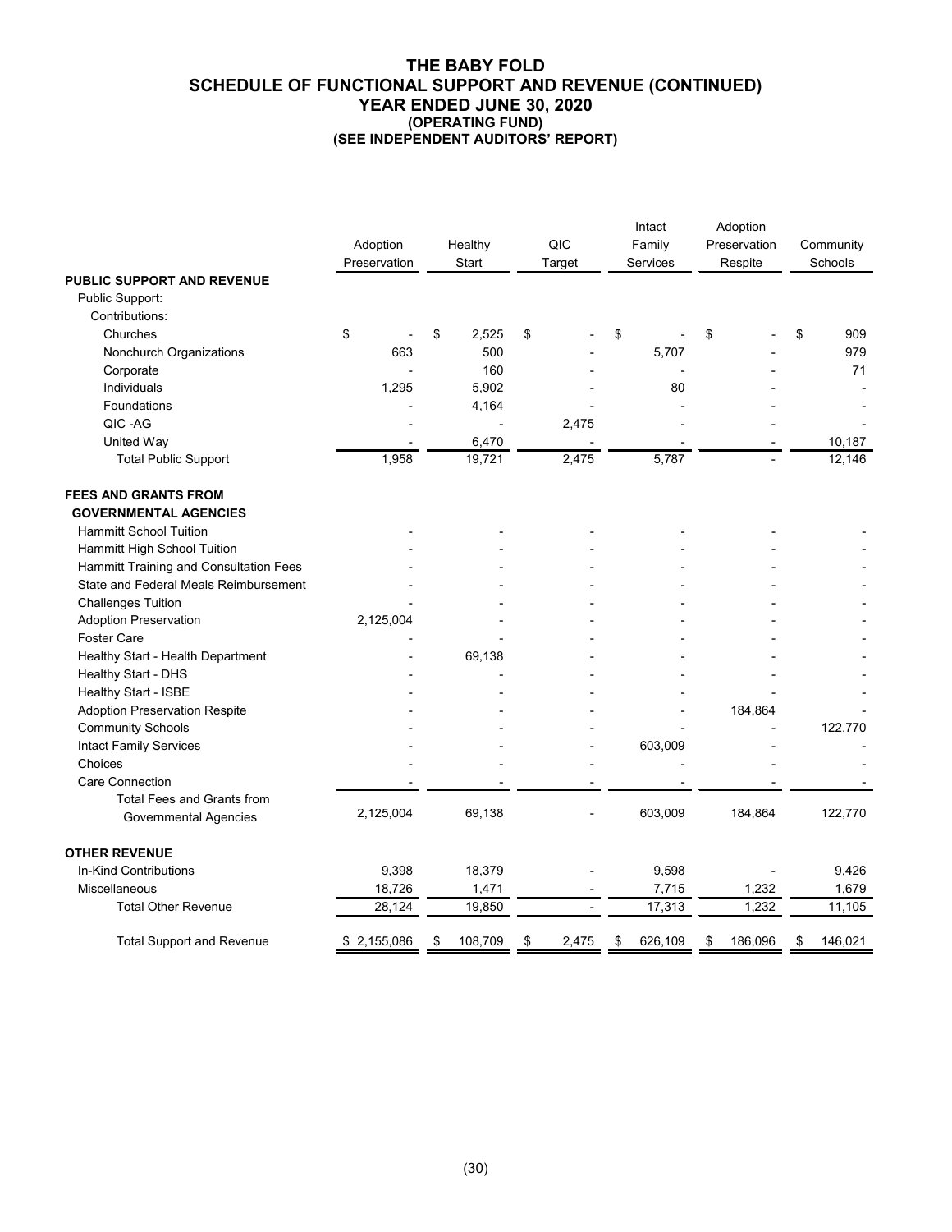# THE BABY FOLD
## SCHEDULE OF FUNCTIONAL SUPPORT AND REVENUE (CONTINUED)
### YEAR ENDED JUNE 30, 2020
**(OPERATING FUND)**
**(SEE INDEPENDENT AUDITORS' REPORT)**

| | Adoption Preservation | Healthy Start | QIC Target | Intact Family Services | Adoption Preservation Respite | Community Schools |
|---|---|---|---|---|---|---|
| **PUBLIC SUPPORT AND REVENUE** | | | | | | |
| Public Support: | | | | | | |
| Contributions: | | | | | | |
| Churches | $ - | $ 2,525 | $ - | $ - | $ - | $ 909 |
| Nonchurch Organizations | 663 | 500 | - | 5,707 | - | 979 |
| Corporate | - | 160 | - | - | - | 71 |
| Individuals | 1,295 | 5,902 | - | 80 | - | - |
| Foundations | - | 4,164 | - | - | - | - |
| QIC -AG | - | - | 2,475 | - | - | - |
| United Way | - | 6,470 | - | - | - | 10,187 |
| Total Public Support | 1,958 | 19,721 | 2,475 | 5,787 | - | 12,146 |
| **FEES AND GRANTS FROM GOVERNMENTAL AGENCIES** | | | | | | |
| Hammitt School Tuition | - | - | - | - | - | - |
| Hammitt High School Tuition | - | - | - | - | - | - |
| Hammitt Training and Consultation Fees | - | - | - | - | - | - |
| State and Federal Meals Reimbursement | - | - | - | - | - | - |
| Challenges Tuition | - | - | - | - | - | - |
| Adoption Preservation | 2,125,004 | - | - | - | - | - |
| Foster Care | - | - | - | - | - | - |
| Healthy Start - Health Department | - | 69,138 | - | - | - | - |
| Healthy Start - DHS | - | - | - | - | - | - |
| Healthy Start - ISBE | - | - | - | - | - | - |
| Adoption Preservation Respite | - | - | - | - | 184,864 | - |
| Community Schools | - | - | - | - | - | 122,770 |
| Intact Family Services | - | - | - | 603,009 | - | - |
| Choices | - | - | - | - | - | - |
| Care Connection | - | - | - | - | - | - |
| Total Fees and Grants from Governmental Agencies | 2,125,004 | 69,138 | - | 603,009 | 184,864 | 122,770 |
| **OTHER REVENUE** | | | | | | |
| In-Kind Contributions | 9,398 | 18,379 | - | 9,598 | - | 9,426 |
| Miscellaneous | 18,726 | 1,471 | - | 7,715 | 1,232 | 1,679 |
| Total Other Revenue | 28,124 | 19,850 | - | 17,313 | 1,232 | 11,105 |
| Total Support and Revenue | $ 2,155,086 | $ 108,709 | $ 2,475 | $ 626,109 | $ 186,096 | $ 146,021 |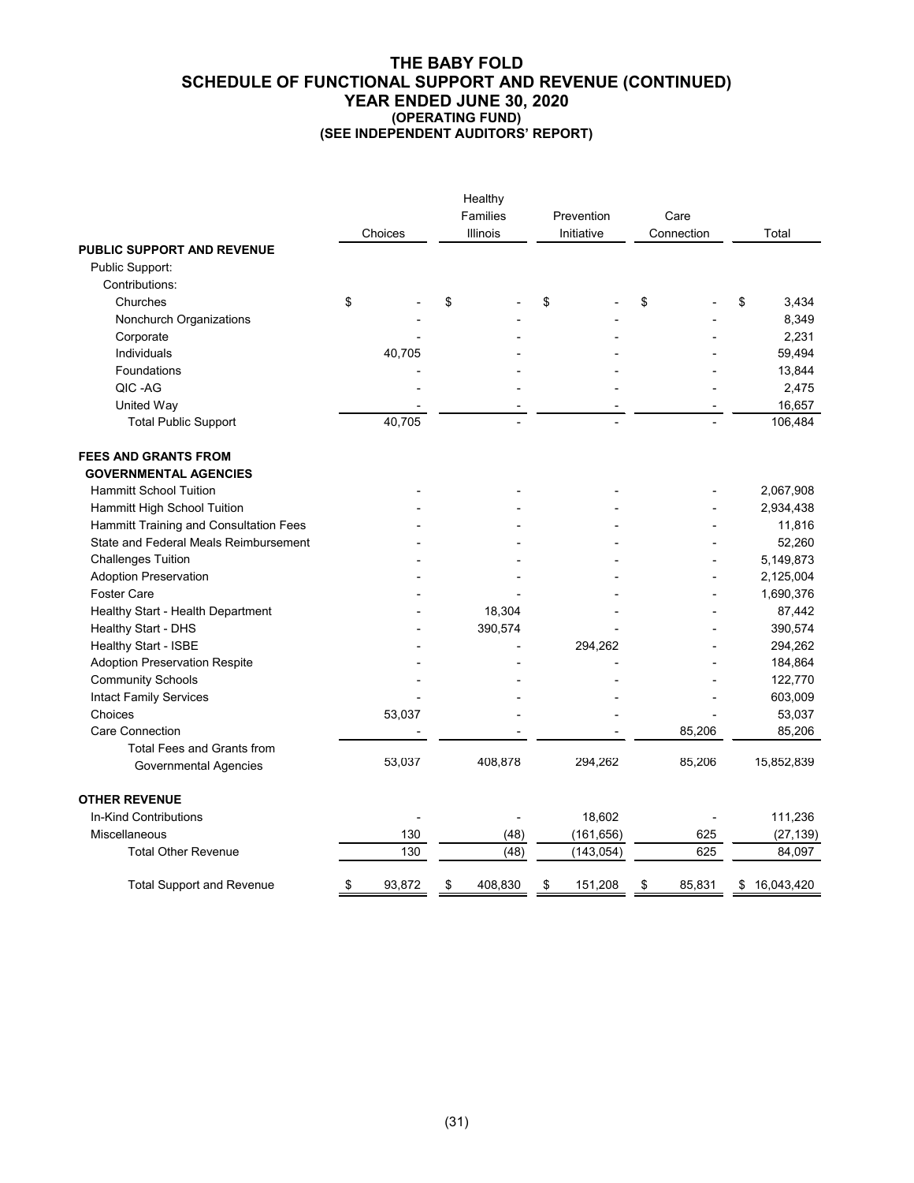# THE BABY FOLD
## SCHEDULE OF FUNCTIONAL SUPPORT AND REVENUE (CONTINUED)
### YEAR ENDED JUNE 30, 2020
#### (OPERATING FUND)
#### (SEE INDEPENDENT AUDITORS' REPORT)

| | Choices | Healthy Families Illinois | Prevention Initiative | Care Connection | Total |
|---|---|---|---|---|---|
| **PUBLIC SUPPORT AND REVENUE** | | | | | |
| Public Support: | | | | | |
| Contributions: | | | | | |
| Churches | $ - | $ - | $ - | $ - | $ 3,434 |
| Nonchurch Organizations | - | - | - | - | 8,349 |
| Corporate | - | - | - | - | 2,231 |
| Individuals | 40,705 | - | - | - | 59,494 |
| Foundations | - | - | - | - | 13,844 |
| QIC -AG | - | - | - | - | 2,475 |
| United Way | - | - | - | - | 16,657 |
| Total Public Support | 40,705 | - | - | - | 106,484 |
| **FEES AND GRANTS FROM GOVERNMENTAL AGENCIES** | | | | | |
| Hammitt School Tuition | - | - | - | - | 2,067,908 |
| Hammitt High School Tuition | - | - | - | - | 2,934,438 |
| Hammitt Training and Consultation Fees | - | - | - | - | 11,816 |
| State and Federal Meals Reimbursement | - | - | - | - | 52,260 |
| Challenges Tuition | - | - | - | - | 5,149,873 |
| Adoption Preservation | - | - | - | - | 2,125,004 |
| Foster Care | - | - | - | - | 1,690,376 |
| Healthy Start - Health Department | - | 18,304 | - | - | 87,442 |
| Healthy Start - DHS | - | 390,574 | - | - | 390,574 |
| Healthy Start - ISBE | - | - | 294,262 | - | 294,262 |
| Adoption Preservation Respite | - | - | - | - | 184,864 |
| Community Schools | - | - | - | - | 122,770 |
| Intact Family Services | - | - | - | - | 603,009 |
| Choices | 53,037 | - | - | - | 53,037 |
| Care Connection | - | - | - | 85,206 | 85,206 |
| Total Fees and Grants from Governmental Agencies | 53,037 | 408,878 | 294,262 | 85,206 | 15,852,839 |
| **OTHER REVENUE** | | | | | |
| In-Kind Contributions | - | - | 18,602 | - | 111,236 |
| Miscellaneous | 130 | (48) | (161,656) | 625 | (27,139) |
| Total Other Revenue | 130 | (48) | (143,054) | 625 | 84,097 |
| Total Support and Revenue | $ 93,872 | $ 408,830 | $ 151,208 | $ 85,831 | $ 16,043,420 |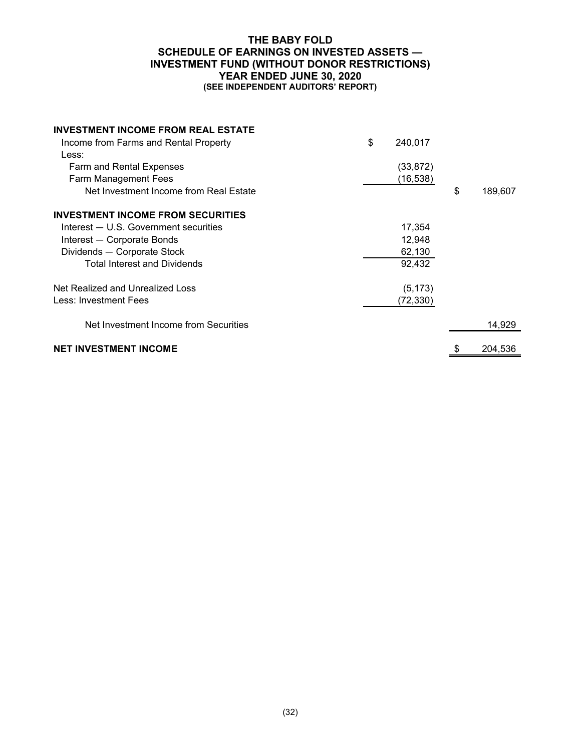# THE BABY FOLD
## SCHEDULE OF EARNINGS ON INVESTED ASSETS — INVESTMENT FUND (WITHOUT DONOR RESTRICTIONS)
### YEAR ENDED JUNE 30, 2020
**(SEE INDEPENDENT AUDITORS' REPORT)**

| | | |
|---|---|---|
| **INVESTMENT INCOME FROM REAL ESTATE** | | |
| Income from Farms and Rental Property | $ 240,017 | |
| Less: | | |
| Farm and Rental Expenses | (33,872) | |
| Farm Management Fees | (16,538) | |
| Net Investment Income from Real Estate | | $ 189,607 |
| **INVESTMENT INCOME FROM SECURITIES** | | |
| Interest — U.S. Government securities | 17,354 | |
| Interest — Corporate Bonds | 12,948 | |
| Dividends — Corporate Stock | 62,130 | |
| Total Interest and Dividends | 92,432 | |
| Net Realized and Unrealized Loss | (5,173) | |
| Less: Investment Fees | (72,330) | |
| Net Investment Income from Securities | | 14,929 |
| **NET INVESTMENT INCOME** | | $ 204,536 |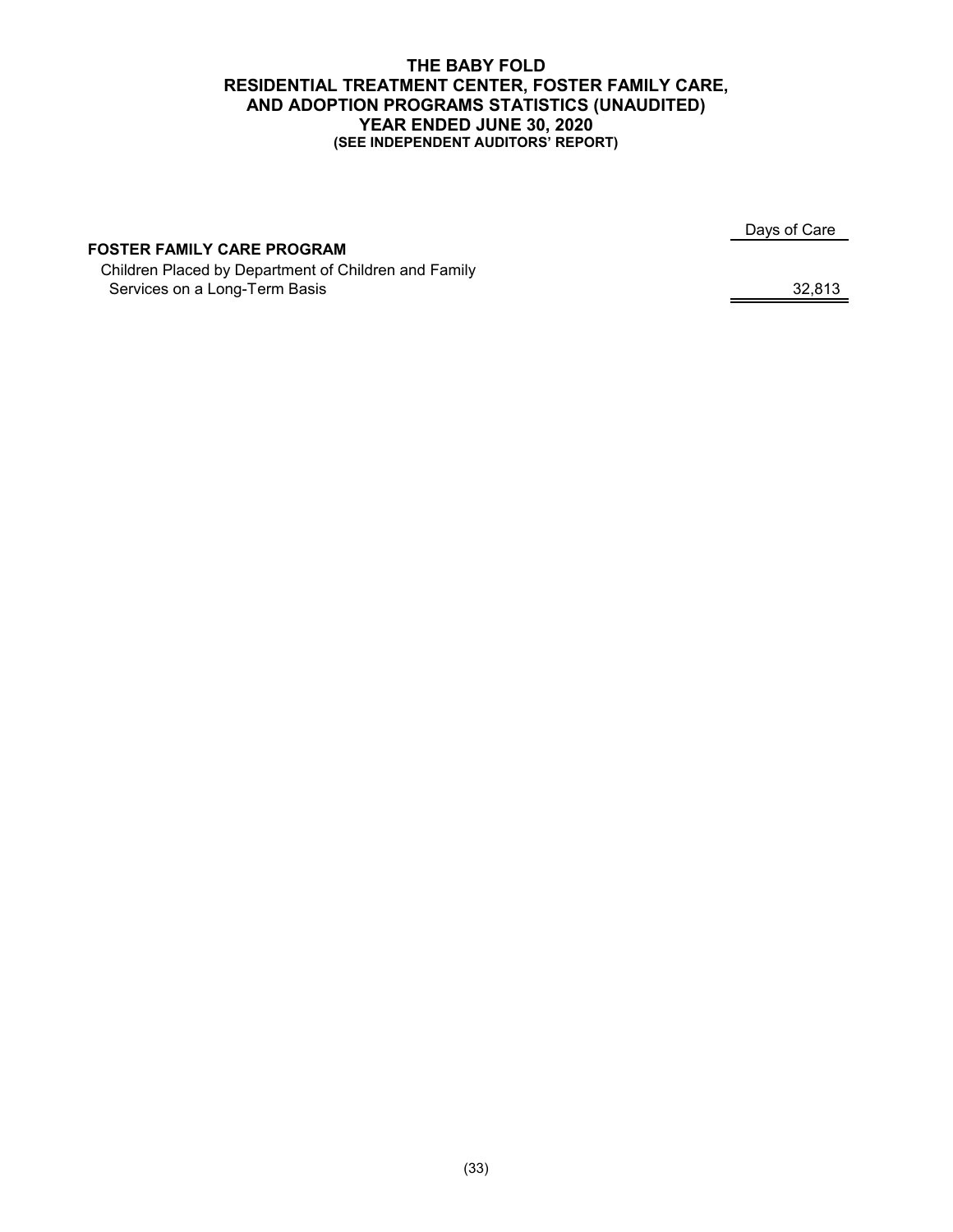# THE BABY FOLD
## RESIDENTIAL TREATMENT CENTER, FOSTER FAMILY CARE, AND ADOPTION PROGRAMS STATISTICS (UNAUDITED)
## YEAR ENDED JUNE 30, 2020
### (SEE INDEPENDENT AUDITORS' REPORT)

| | Days of Care |
|---|---|
| **FOSTER FAMILY CARE PROGRAM** | |
| Children Placed by Department of Children and Family Services on a Long-Term Basis | 32,813 |